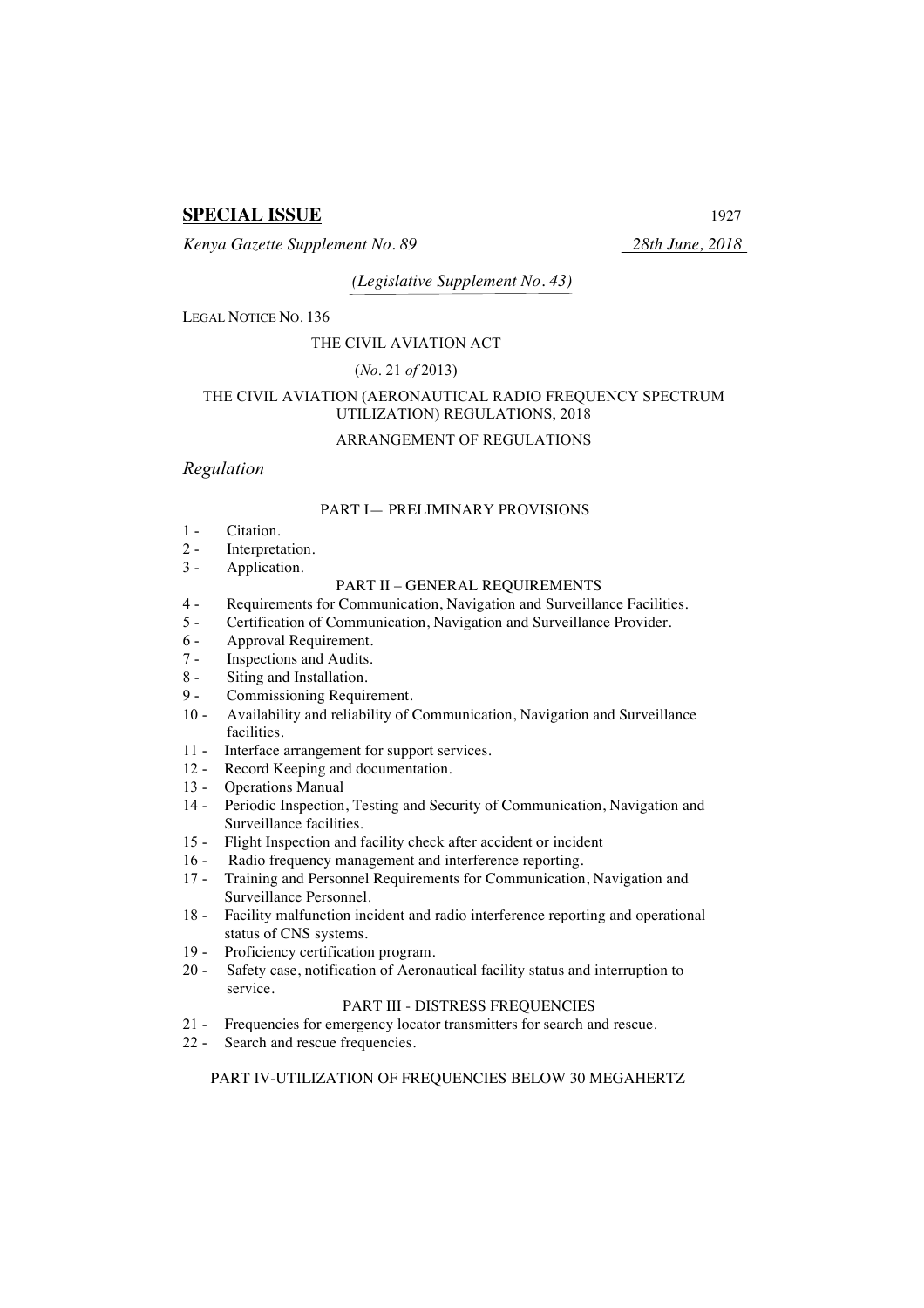**SPECIAL ISSUE**

*Kenya Gazette Supplement No. 89* *28th June, 2018*

*(Legislative Supplement No. 43)*

LEGAL NOTICE NO. 136

THE CIVIL AVIATION ACT

(*No.* 21 *of* 2013)

THE CIVIL AVIATION (AERONAUTICAL RADIO FREQUENCY SPECTRUM UTILIZATION) REGULATIONS, 2018

ARRANGEMENT OF REGULATIONS

*Regulation*

PART I— PRELIMINARY PROVISIONS

1 - Citation.
2 - Interpretation.
3 - Application.

PART II – GENERAL REQUIREMENTS

4 - Requirements for Communication, Navigation and Surveillance Facilities.
5 - Certification of Communication, Navigation and Surveillance Provider.
6 - Approval Requirement.
7 - Inspections and Audits.
8 - Siting and Installation.
9 - Commissioning Requirement.
10 - Availability and reliability of Communication, Navigation and Surveillance facilities.
11 - Interface arrangement for support services.
12 - Record Keeping and documentation.
13 - Operations Manual
14 - Periodic Inspection, Testing and Security of Communication, Navigation and Surveillance facilities.
15 - Flight Inspection and facility check after accident or incident
16 - Radio frequency management and interference reporting.
17 - Training and Personnel Requirements for Communication, Navigation and Surveillance Personnel.
18 - Facility malfunction incident and radio interference reporting and operational status of CNS systems.
19 - Proficiency certification program.
20 - Safety case, notification of Aeronautical facility status and interruption to service.

PART III - DISTRESS FREQUENCIES

21 - Frequencies for emergency locator transmitters for search and rescue.
22 - Search and rescue frequencies.

PART IV-UTILIZATION OF FREQUENCIES BELOW 30 MEGAHERTZ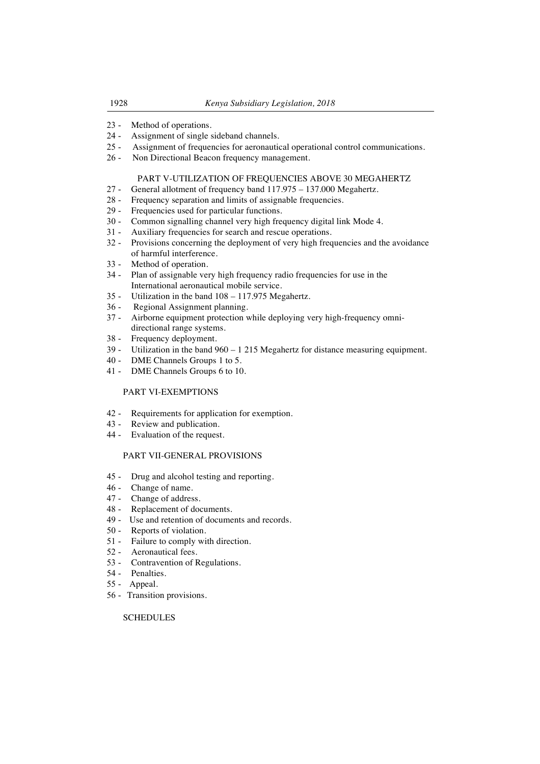23 - Method of operations.
24 - Assignment of single sideband channels.
25 - Assignment of frequencies for aeronautical operational control communications.
26 - Non Directional Beacon frequency management.

PART V-UTILIZATION OF FREQUENCIES ABOVE 30 MEGAHERTZ

27 - General allotment of frequency band 117.975 – 137.000 Megahertz.
28 - Frequency separation and limits of assignable frequencies.
29 - Frequencies used for particular functions.
30 - Common signalling channel very high frequency digital link Mode 4.
31 - Auxiliary frequencies for search and rescue operations.
32 - Provisions concerning the deployment of very high frequencies and the avoidance of harmful interference.
33 - Method of operation.
34 - Plan of assignable very high frequency radio frequencies for use in the International aeronautical mobile service.
35 - Utilization in the band 108 – 117.975 Megahertz.
36 - Regional Assignment planning.
37 - Airborne equipment protection while deploying very high-frequency omni-directional range systems.
38 - Frequency deployment.
39 - Utilization in the band 960 – 1 215 Megahertz for distance measuring equipment.
40 - DME Channels Groups 1 to 5.
41 - DME Channels Groups 6 to 10.

PART VI-EXEMPTIONS

42 - Requirements for application for exemption.
43 - Review and publication.
44 - Evaluation of the request.

PART VII-GENERAL PROVISIONS

45 - Drug and alcohol testing and reporting.
46 - Change of name.
47 - Change of address.
48 - Replacement of documents.
49 - Use and retention of documents and records.
50 - Reports of violation.
51 - Failure to comply with direction.
52 - Aeronautical fees.
53 - Contravention of Regulations.
54 - Penalties.
55 - Appeal.
56 - Transition provisions.

SCHEDULES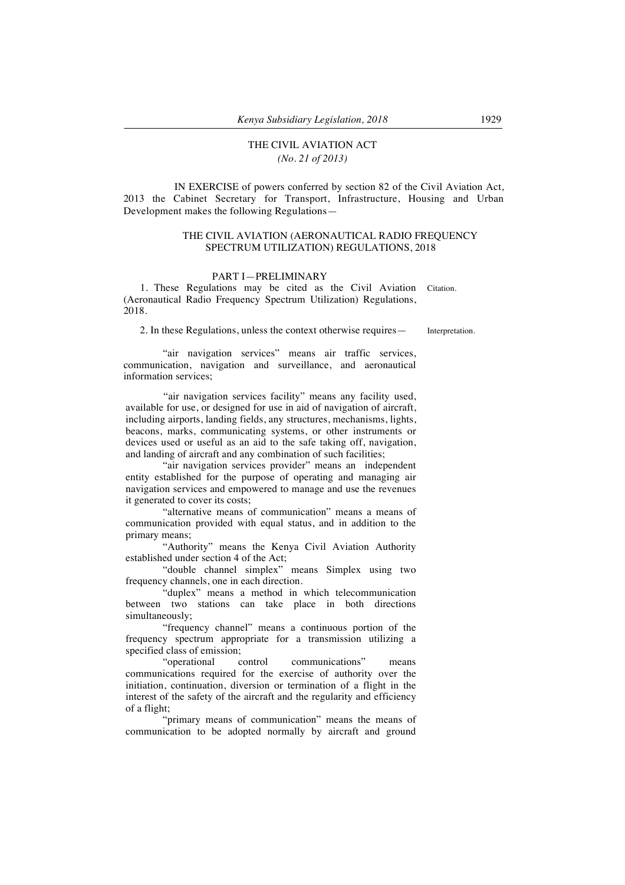THE CIVIL AVIATION ACT

*(No. 21 of 2013)*

IN EXERCISE of powers conferred by section 82 of the Civil Aviation Act, 2013 the Cabinet Secretary for Transport, Infrastructure, Housing and Urban Development makes the following Regulations—

THE CIVIL AVIATION (AERONAUTICAL RADIO FREQUENCY SPECTRUM UTILIZATION) REGULATIONS, 2018

PART I—PRELIMINARY

Citation.

1. These Regulations may be cited as the Civil Aviation (Aeronautical Radio Frequency Spectrum Utilization) Regulations, 2018.

Interpretation.

2. In these Regulations, unless the context otherwise requires—

"air navigation services" means air traffic services, communication, navigation and surveillance, and aeronautical information services;

"air navigation services facility" means any facility used, available for use, or designed for use in aid of navigation of aircraft, including airports, landing fields, any structures, mechanisms, lights, beacons, marks, communicating systems, or other instruments or devices used or useful as an aid to the safe taking off, navigation, and landing of aircraft and any combination of such facilities;

"air navigation services provider" means an independent entity established for the purpose of operating and managing air navigation services and empowered to manage and use the revenues it generated to cover its costs;

"alternative means of communication" means a means of communication provided with equal status, and in addition to the primary means;

"Authority" means the Kenya Civil Aviation Authority established under section 4 of the Act;

"double channel simplex" means Simplex using two frequency channels, one in each direction.

"duplex" means a method in which telecommunication between two stations can take place in both directions simultaneously;

"frequency channel" means a continuous portion of the frequency spectrum appropriate for a transmission utilizing a specified class of emission;

"operational control communications" means communications required for the exercise of authority over the initiation, continuation, diversion or termination of a flight in the interest of the safety of the aircraft and the regularity and efficiency of a flight;

"primary means of communication" means the means of communication to be adopted normally by aircraft and ground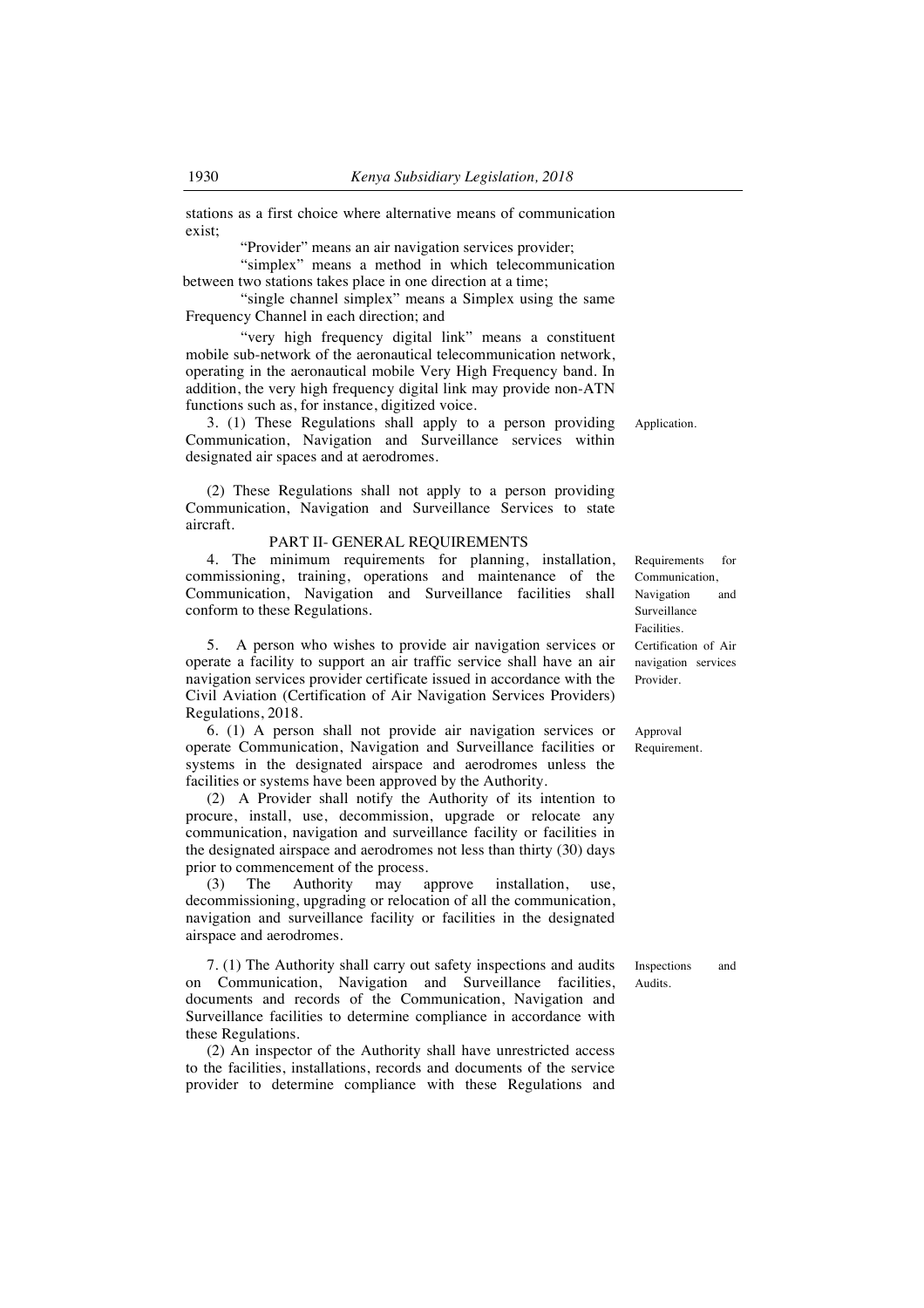stations as a first choice where alternative means of communication exist;

"Provider" means an air navigation services provider;

"simplex" means a method in which telecommunication between two stations takes place in one direction at a time;

"single channel simplex" means a Simplex using the same Frequency Channel in each direction; and

"very high frequency digital link" means a constituent mobile sub-network of the aeronautical telecommunication network, operating in the aeronautical mobile Very High Frequency band. In addition, the very high frequency digital link may provide non-ATN functions such as, for instance, digitized voice.

*Application.*

3. (1) These Regulations shall apply to a person providing Communication, Navigation and Surveillance services within designated air spaces and at aerodromes.

(2) These Regulations shall not apply to a person providing Communication, Navigation and Surveillance Services to state aircraft.

## PART II- GENERAL REQUIREMENTS

*Requirements for Communication, Navigation and Surveillance Facilities.*

4. The minimum requirements for planning, installation, commissioning, training, operations and maintenance of the Communication, Navigation and Surveillance facilities shall conform to these Regulations.

*Certification of Air navigation services Provider.*

5. A person who wishes to provide air navigation services or operate a facility to support an air traffic service shall have an air navigation services provider certificate issued in accordance with the Civil Aviation (Certification of Air Navigation Services Providers) Regulations, 2018.

*Approval Requirement.*

6. (1) A person shall not provide air navigation services or operate Communication, Navigation and Surveillance facilities or systems in the designated airspace and aerodromes unless the facilities or systems have been approved by the Authority.

(2) A Provider shall notify the Authority of its intention to procure, install, use, decommission, upgrade or relocate any communication, navigation and surveillance facility or facilities in the designated airspace and aerodromes not less than thirty (30) days prior to commencement of the process.

(3) The Authority may approve installation, use, decommissioning, upgrading or relocation of all the communication, navigation and surveillance facility or facilities in the designated airspace and aerodromes.

*Inspections and Audits.*

7. (1) The Authority shall carry out safety inspections and audits on Communication, Navigation and Surveillance facilities, documents and records of the Communication, Navigation and Surveillance facilities to determine compliance in accordance with these Regulations.

(2) An inspector of the Authority shall have unrestricted access to the facilities, installations, records and documents of the service provider to determine compliance with these Regulations and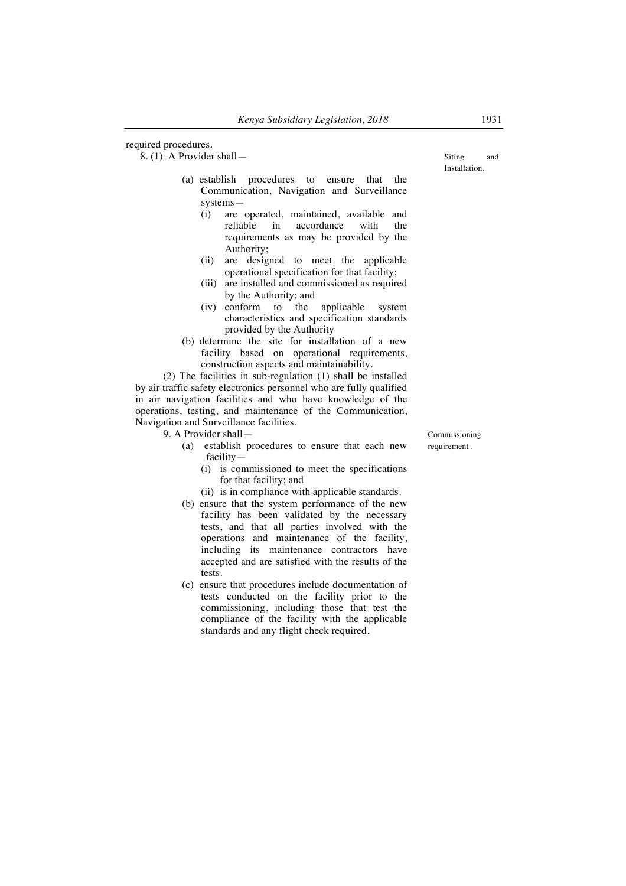required procedures.

8. (1) A Provider shall—

Siting and Installation.

(a) establish procedures to ensure that the Communication, Navigation and Surveillance systems—

(i) are operated, maintained, available and reliable in accordance with the requirements as may be provided by the Authority;

(ii) are designed to meet the applicable operational specification for that facility;

(iii) are installed and commissioned as required by the Authority; and

(iv) conform to the applicable system characteristics and specification standards provided by the Authority

(b) determine the site for installation of a new facility based on operational requirements, construction aspects and maintainability.

(2) The facilities in sub-regulation (1) shall be installed by air traffic safety electronics personnel who are fully qualified in air navigation facilities and who have knowledge of the operations, testing, and maintenance of the Communication, Navigation and Surveillance facilities.

9. A Provider shall—

Commissioning requirement .

(a) establish procedures to ensure that each new facility—

(i) is commissioned to meet the specifications for that facility; and

(ii) is in compliance with applicable standards.

(b) ensure that the system performance of the new facility has been validated by the necessary tests, and that all parties involved with the operations and maintenance of the facility, including its maintenance contractors have accepted and are satisfied with the results of the tests.

(c) ensure that procedures include documentation of tests conducted on the facility prior to the commissioning, including those that test the compliance of the facility with the applicable standards and any flight check required.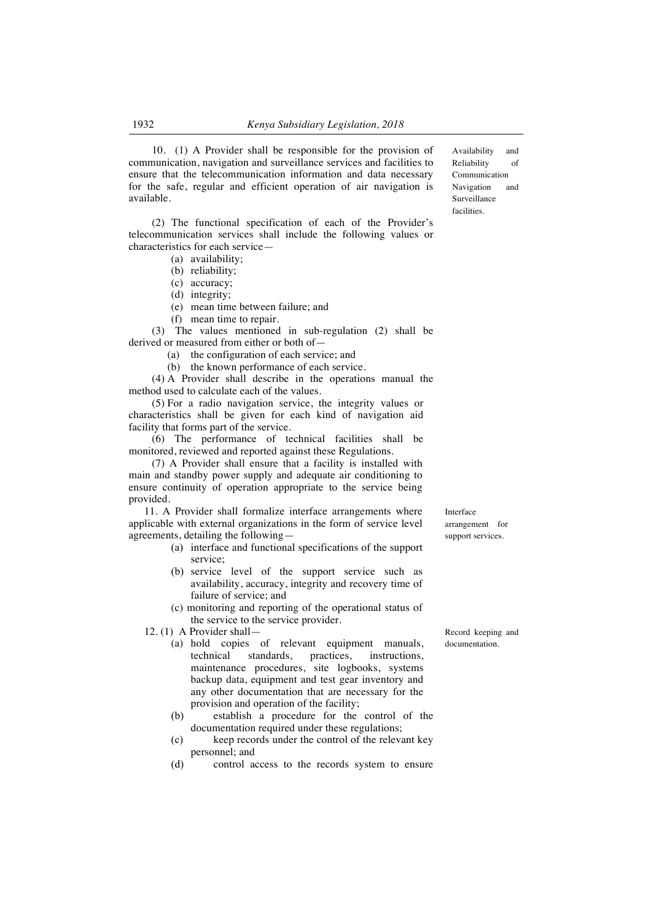**Availability and Reliability of Communication Navigation and Surveillance facilities.**

10. (1) A Provider shall be responsible for the provision of communication, navigation and surveillance services and facilities to ensure that the telecommunication information and data necessary for the safe, regular and efficient operation of air navigation is available.

(2) The functional specification of each of the Provider's telecommunication services shall include the following values or characteristics for each service—

- (a) availability;
- (b) reliability;
- (c) accuracy;
- (d) integrity;
- (e) mean time between failure; and
- (f) mean time to repair.

(3) The values mentioned in sub-regulation (2) shall be derived or measured from either or both of—

- (a) the configuration of each service; and
- (b) the known performance of each service.

(4) A Provider shall describe in the operations manual the method used to calculate each of the values.

(5) For a radio navigation service, the integrity values or characteristics shall be given for each kind of navigation aid facility that forms part of the service.

(6) The performance of technical facilities shall be monitored, reviewed and reported against these Regulations.

(7) A Provider shall ensure that a facility is installed with main and standby power supply and adequate air conditioning to ensure continuity of operation appropriate to the service being provided.

**Interface arrangement for support services.**

11. A Provider shall formalize interface arrangements where applicable with external organizations in the form of service level agreements, detailing the following—

- (a) interface and functional specifications of the support service;
- (b) service level of the support service such as availability, accuracy, integrity and recovery time of failure of service; and
- (c) monitoring and reporting of the operational status of the service to the service provider.

**Record keeping and documentation.**

12. (1) A Provider shall—

- (a) hold copies of relevant equipment manuals, technical standards, practices, instructions, maintenance procedures, site logbooks, systems backup data, equipment and test gear inventory and any other documentation that are necessary for the provision and operation of the facility;
- (b) establish a procedure for the control of the documentation required under these regulations;
- (c) keep records under the control of the relevant key personnel; and
- (d) control access to the records system to ensure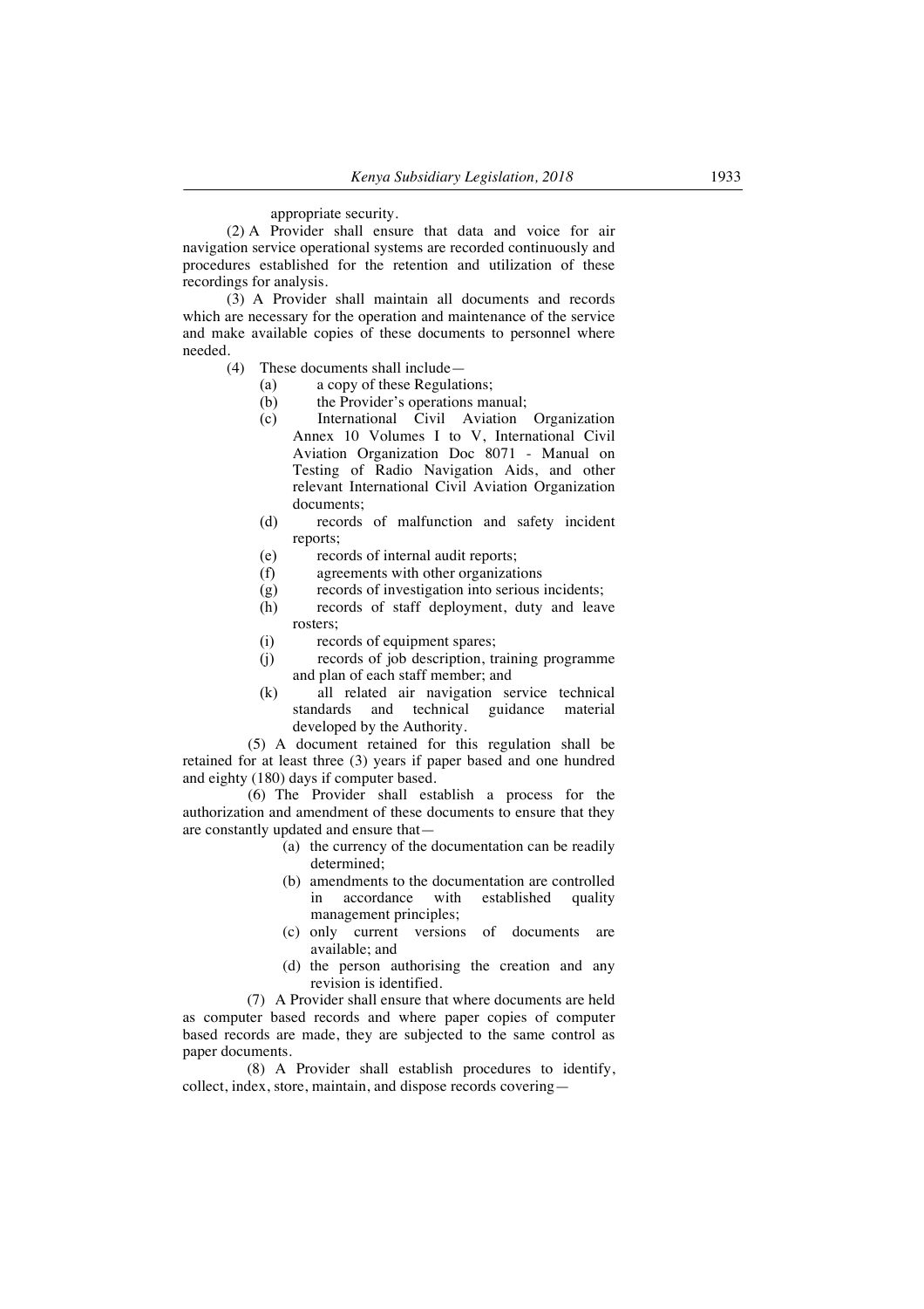appropriate security.

(2) A Provider shall ensure that data and voice for air navigation service operational systems are recorded continuously and procedures established for the retention and utilization of these recordings for analysis.

(3) A Provider shall maintain all documents and records which are necessary for the operation and maintenance of the service and make available copies of these documents to personnel where needed.

(4) These documents shall include—

- (a) a copy of these Regulations;
- (b) the Provider's operations manual;
- (c) International Civil Aviation Organization Annex 10 Volumes I to V, International Civil Aviation Organization Doc 8071 - Manual on Testing of Radio Navigation Aids, and other relevant International Civil Aviation Organization documents;
- (d) records of malfunction and safety incident reports;
- (e) records of internal audit reports;
- (f) agreements with other organizations
- (g) records of investigation into serious incidents;
- (h) records of staff deployment, duty and leave rosters;
- (i) records of equipment spares;
- (j) records of job description, training programme and plan of each staff member; and
- (k) all related air navigation service technical standards and technical guidance material developed by the Authority.

(5) A document retained for this regulation shall be retained for at least three (3) years if paper based and one hundred and eighty (180) days if computer based.

(6) The Provider shall establish a process for the authorization and amendment of these documents to ensure that they are constantly updated and ensure that—

- (a) the currency of the documentation can be readily determined;
- (b) amendments to the documentation are controlled in accordance with established quality management principles;
- (c) only current versions of documents are available; and
- (d) the person authorising the creation and any revision is identified.

(7) A Provider shall ensure that where documents are held as computer based records and where paper copies of computer based records are made, they are subjected to the same control as paper documents.

(8) A Provider shall establish procedures to identify, collect, index, store, maintain, and dispose records covering—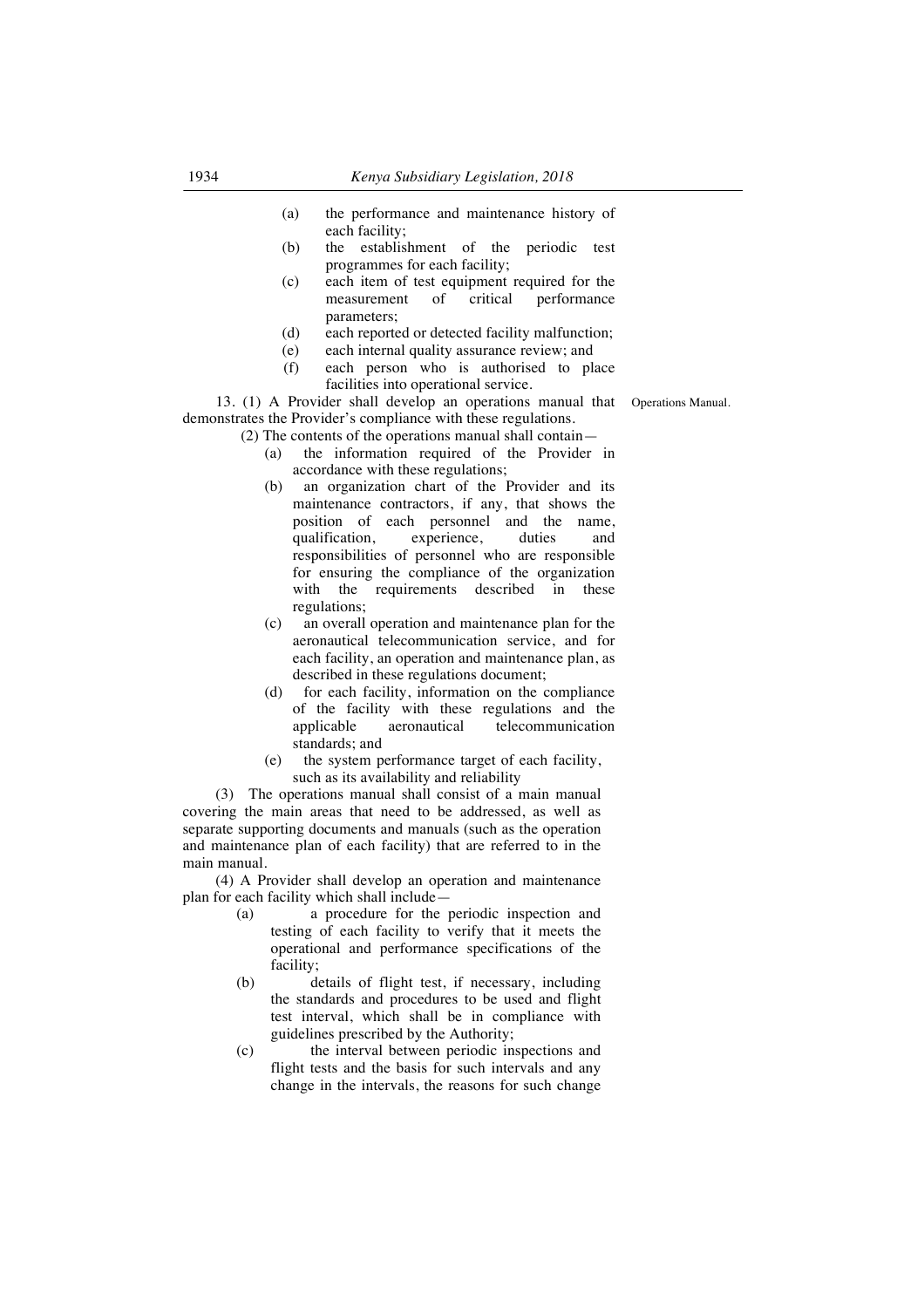(a) the performance and maintenance history of each facility;

(b) the establishment of the periodic test programmes for each facility;

(c) each item of test equipment required for the measurement of critical performance parameters;

(d) each reported or detected facility malfunction;

(e) each internal quality assurance review; and

(f) each person who is authorised to place facilities into operational service.

13. (1) A Provider shall develop an operations manual that demonstrates the Provider's compliance with these regulations.

Operations Manual.

(2) The contents of the operations manual shall contain—

(a) the information required of the Provider in accordance with these regulations;

(b) an organization chart of the Provider and its maintenance contractors, if any, that shows the position of each personnel and the name, qualification, experience, duties and responsibilities of personnel who are responsible for ensuring the compliance of the organization with the requirements described in these regulations;

(c) an overall operation and maintenance plan for the aeronautical telecommunication service, and for each facility, an operation and maintenance plan, as described in these regulations document;

(d) for each facility, information on the compliance of the facility with these regulations and the applicable aeronautical telecommunication standards; and

(e) the system performance target of each facility, such as its availability and reliability

(3) The operations manual shall consist of a main manual covering the main areas that need to be addressed, as well as separate supporting documents and manuals (such as the operation and maintenance plan of each facility) that are referred to in the main manual.

(4) A Provider shall develop an operation and maintenance plan for each facility which shall include—

(a) a procedure for the periodic inspection and testing of each facility to verify that it meets the operational and performance specifications of the facility;

(b) details of flight test, if necessary, including the standards and procedures to be used and flight test interval, which shall be in compliance with guidelines prescribed by the Authority;

(c) the interval between periodic inspections and flight tests and the basis for such intervals and any change in the intervals, the reasons for such change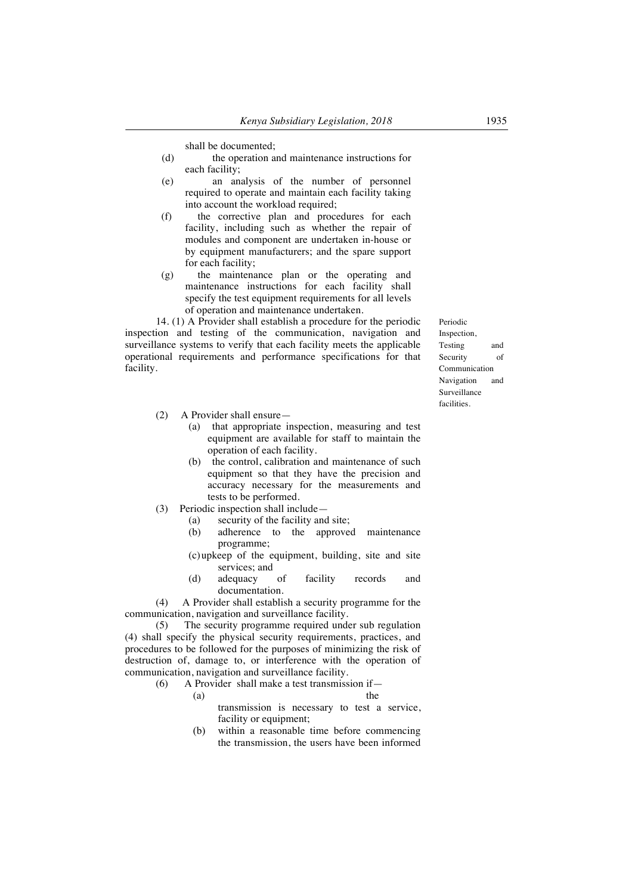shall be documented;

(d) the operation and maintenance instructions for each facility;

(e) an analysis of the number of personnel required to operate and maintain each facility taking into account the workload required;

(f) the corrective plan and procedures for each facility, including such as whether the repair of modules and component are undertaken in-house or by equipment manufacturers; and the spare support for each facility;

(g) the maintenance plan or the operating and maintenance instructions for each facility shall specify the test equipment requirements for all levels of operation and maintenance undertaken.

Periodic Inspection, Testing and Security of Communication Navigation and Surveillance facilities.

14. (1) A Provider shall establish a procedure for the periodic inspection and testing of the communication, navigation and surveillance systems to verify that each facility meets the applicable operational requirements and performance specifications for that facility.

(2) A Provider shall ensure—

(a) that appropriate inspection, measuring and test equipment are available for staff to maintain the operation of each facility.

(b) the control, calibration and maintenance of such equipment so that they have the precision and accuracy necessary for the measurements and tests to be performed.

(3) Periodic inspection shall include—

(a) security of the facility and site;

(b) adherence to the approved maintenance programme;

(c) upkeep of the equipment, building, site and site services; and

(d) adequacy of facility records and documentation.

(4) A Provider shall establish a security programme for the communication, navigation and surveillance facility.

(5) The security programme required under sub regulation (4) shall specify the physical security requirements, practices, and procedures to be followed for the purposes of minimizing the risk of destruction of, damage to, or interference with the operation of communication, navigation and surveillance facility.

(6) A Provider shall make a test transmission if—

(a) the transmission is necessary to test a service, facility or equipment;

(b) within a reasonable time before commencing the transmission, the users have been informed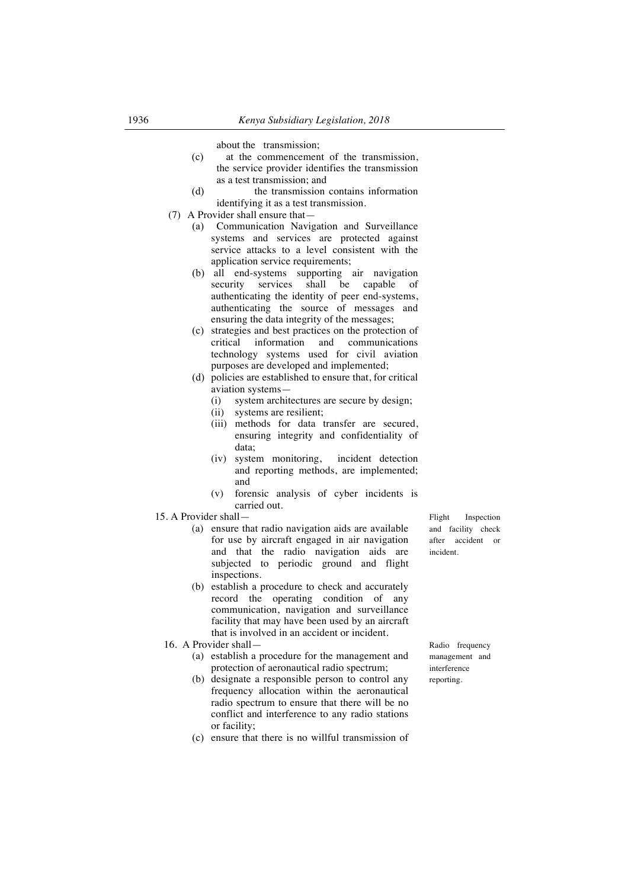about the transmission;

(c) at the commencement of the transmission, the service provider identifies the transmission as a test transmission; and

(d) the transmission contains information identifying it as a test transmission.

(7) A Provider shall ensure that—

(a) Communication Navigation and Surveillance systems and services are protected against service attacks to a level consistent with the application service requirements;

(b) all end-systems supporting air navigation security services shall be capable of authenticating the identity of peer end-systems, authenticating the source of messages and ensuring the data integrity of the messages;

(c) strategies and best practices on the protection of critical information and communications technology systems used for civil aviation purposes are developed and implemented;

(d) policies are established to ensure that, for critical aviation systems—

(i) system architectures are secure by design;

(ii) systems are resilient;

(iii) methods for data transfer are secured, ensuring integrity and confidentiality of data;

(iv) system monitoring, incident detection and reporting methods, are implemented; and

(v) forensic analysis of cyber incidents is carried out.

*Flight Inspection and facility check after accident or incident.*

15. A Provider shall—

(a) ensure that radio navigation aids are available for use by aircraft engaged in air navigation and that the radio navigation aids are subjected to periodic ground and flight inspections.

(b) establish a procedure to check and accurately record the operating condition of any communication, navigation and surveillance facility that may have been used by an aircraft that is involved in an accident or incident.

*Radio frequency management and interference reporting.*

16. A Provider shall—

(a) establish a procedure for the management and protection of aeronautical radio spectrum;

(b) designate a responsible person to control any frequency allocation within the aeronautical radio spectrum to ensure that there will be no conflict and interference to any radio stations or facility;

(c) ensure that there is no willful transmission of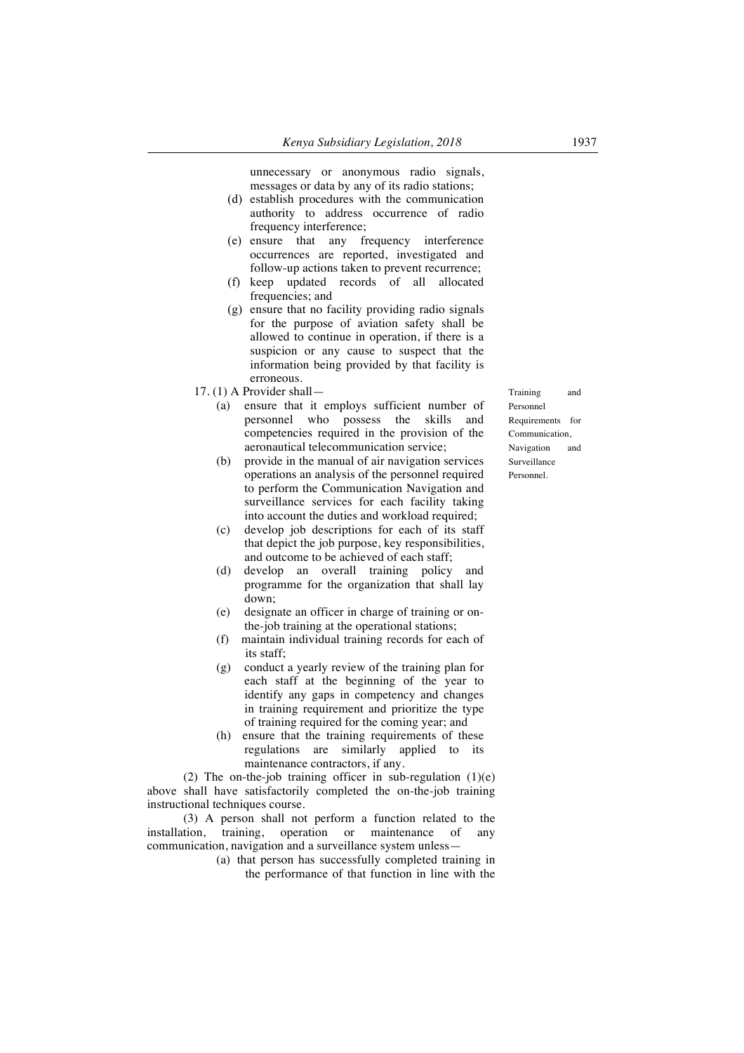unnecessary or anonymous radio signals, messages or data by any of its radio stations;

(d) establish procedures with the communication authority to address occurrence of radio frequency interference;

(e) ensure that any frequency interference occurrences are reported, investigated and follow-up actions taken to prevent recurrence;

(f) keep updated records of all allocated frequencies; and

(g) ensure that no facility providing radio signals for the purpose of aviation safety shall be allowed to continue in operation, if there is a suspicion or any cause to suspect that the information being provided by that facility is erroneous.

Training and Personnel Requirements for Communication, Navigation and Surveillance Personnel.

17. (1) A Provider shall—

(a) ensure that it employs sufficient number of personnel who possess the skills and competencies required in the provision of the aeronautical telecommunication service;

(b) provide in the manual of air navigation services operations an analysis of the personnel required to perform the Communication Navigation and surveillance services for each facility taking into account the duties and workload required;

(c) develop job descriptions for each of its staff that depict the job purpose, key responsibilities, and outcome to be achieved of each staff;

(d) develop an overall training policy and programme for the organization that shall lay down;

(e) designate an officer in charge of training or on-the-job training at the operational stations;

(f) maintain individual training records for each of its staff;

(g) conduct a yearly review of the training plan for each staff at the beginning of the year to identify any gaps in competency and changes in training requirement and prioritize the type of training required for the coming year; and

(h) ensure that the training requirements of these regulations are similarly applied to its maintenance contractors, if any.

(2) The on-the-job training officer in sub-regulation (1)(e) above shall have satisfactorily completed the on-the-job training instructional techniques course.

(3) A person shall not perform a function related to the installation, training, operation or maintenance of any communication, navigation and a surveillance system unless—

(a) that person has successfully completed training in the performance of that function in line with the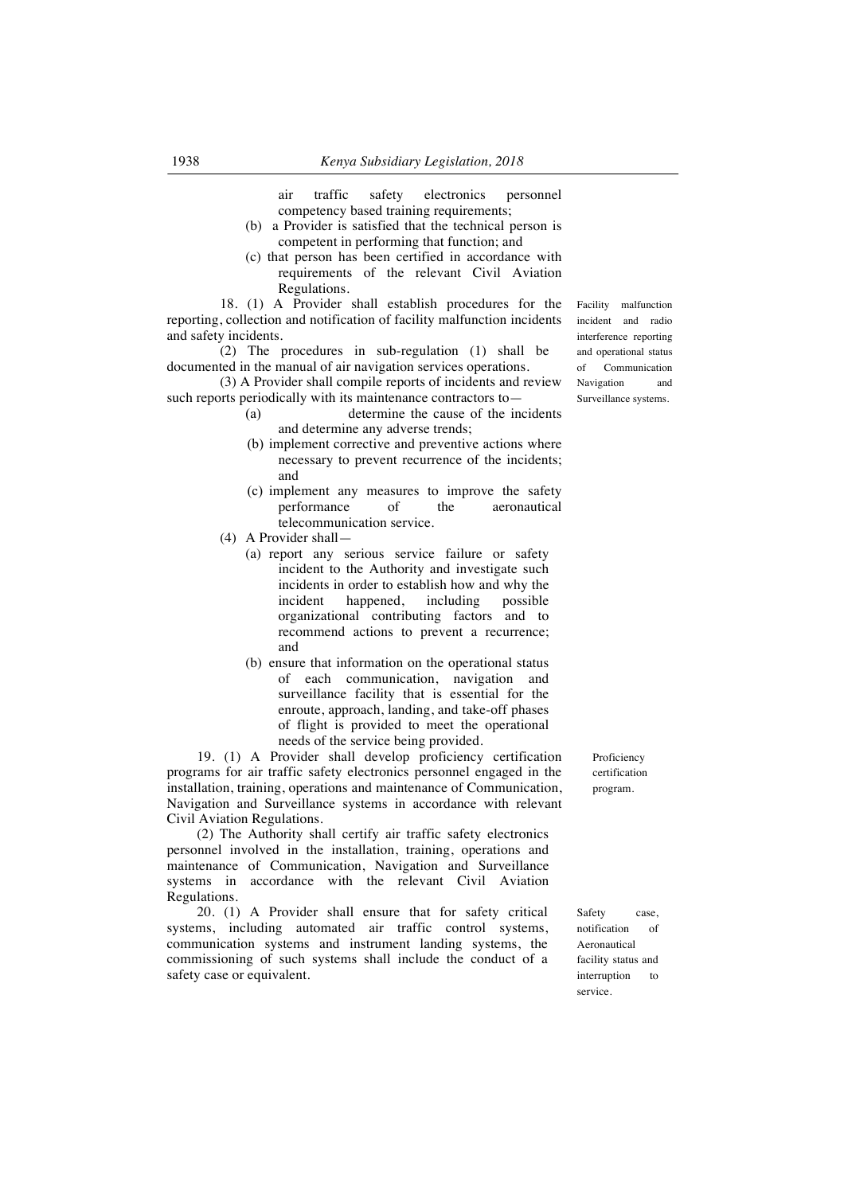air traffic safety electronics personnel competency based training requirements;

(b) a Provider is satisfied that the technical person is competent in performing that function; and

(c) that person has been certified in accordance with requirements of the relevant Civil Aviation Regulations.

Facility malfunction incident and radio interference reporting and operational status of Communication Navigation and Surveillance systems.

18. (1) A Provider shall establish procedures for the reporting, collection and notification of facility malfunction incidents and safety incidents.

(2) The procedures in sub-regulation (1) shall be documented in the manual of air navigation services operations.

(3) A Provider shall compile reports of incidents and review such reports periodically with its maintenance contractors to—

(a) determine the cause of the incidents and determine any adverse trends;

(b) implement corrective and preventive actions where necessary to prevent recurrence of the incidents; and

(c) implement any measures to improve the safety performance of the aeronautical telecommunication service.

(4) A Provider shall—

(a) report any serious service failure or safety incident to the Authority and investigate such incidents in order to establish how and why the incident happened, including possible organizational contributing factors and to recommend actions to prevent a recurrence; and

(b) ensure that information on the operational status of each communication, navigation and surveillance facility that is essential for the enroute, approach, landing, and take-off phases of flight is provided to meet the operational needs of the service being provided.

Proficiency certification program.

19. (1) A Provider shall develop proficiency certification programs for air traffic safety electronics personnel engaged in the installation, training, operations and maintenance of Communication, Navigation and Surveillance systems in accordance with relevant Civil Aviation Regulations.

(2) The Authority shall certify air traffic safety electronics personnel involved in the installation, training, operations and maintenance of Communication, Navigation and Surveillance systems in accordance with the relevant Civil Aviation Regulations.

Safety case, notification of Aeronautical facility status and interruption to service.

20. (1) A Provider shall ensure that for safety critical systems, including automated air traffic control systems, communication systems and instrument landing systems, the commissioning of such systems shall include the conduct of a safety case or equivalent.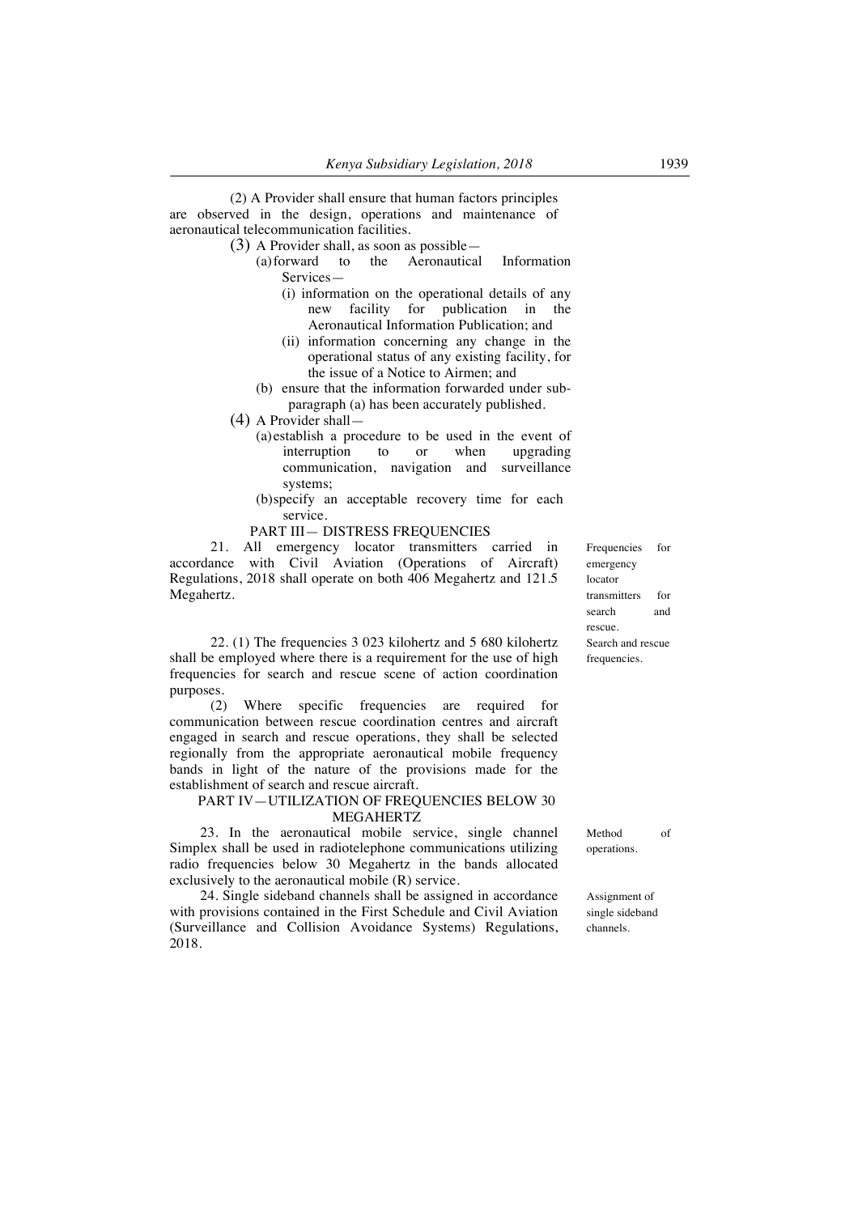(2) A Provider shall ensure that human factors principles are observed in the design, operations and maintenance of aeronautical telecommunication facilities.

(3) A Provider shall, as soon as possible—

(a) forward to the Aeronautical Information Services—

(i) information on the operational details of any new facility for publication in the Aeronautical Information Publication; and

(ii) information concerning any change in the operational status of any existing facility, for the issue of a Notice to Airmen; and

(b) ensure that the information forwarded under sub-paragraph (a) has been accurately published.

(4) A Provider shall—

(a) establish a procedure to be used in the event of interruption to or when upgrading communication, navigation and surveillance systems;

(b) specify an acceptable recovery time for each service.

PART III— DISTRESS FREQUENCIES

Frequencies for emergency locator transmitters for search and rescue.

21. All emergency locator transmitters carried in accordance with Civil Aviation (Operations of Aircraft) Regulations, 2018 shall operate on both 406 Megahertz and 121.5 Megahertz.

Search and rescue frequencies.

22. (1) The frequencies 3 023 kilohertz and 5 680 kilohertz shall be employed where there is a requirement for the use of high frequencies for search and rescue scene of action coordination purposes.

(2) Where specific frequencies are required for communication between rescue coordination centres and aircraft engaged in search and rescue operations, they shall be selected regionally from the appropriate aeronautical mobile frequency bands in light of the nature of the provisions made for the establishment of search and rescue aircraft.

PART IV—UTILIZATION OF FREQUENCIES BELOW 30 MEGAHERTZ

Method of operations.

23. In the aeronautical mobile service, single channel Simplex shall be used in radiotelephone communications utilizing radio frequencies below 30 Megahertz in the bands allocated exclusively to the aeronautical mobile (R) service.

Assignment of single sideband channels.

24. Single sideband channels shall be assigned in accordance with provisions contained in the First Schedule and Civil Aviation (Surveillance and Collision Avoidance Systems) Regulations, 2018.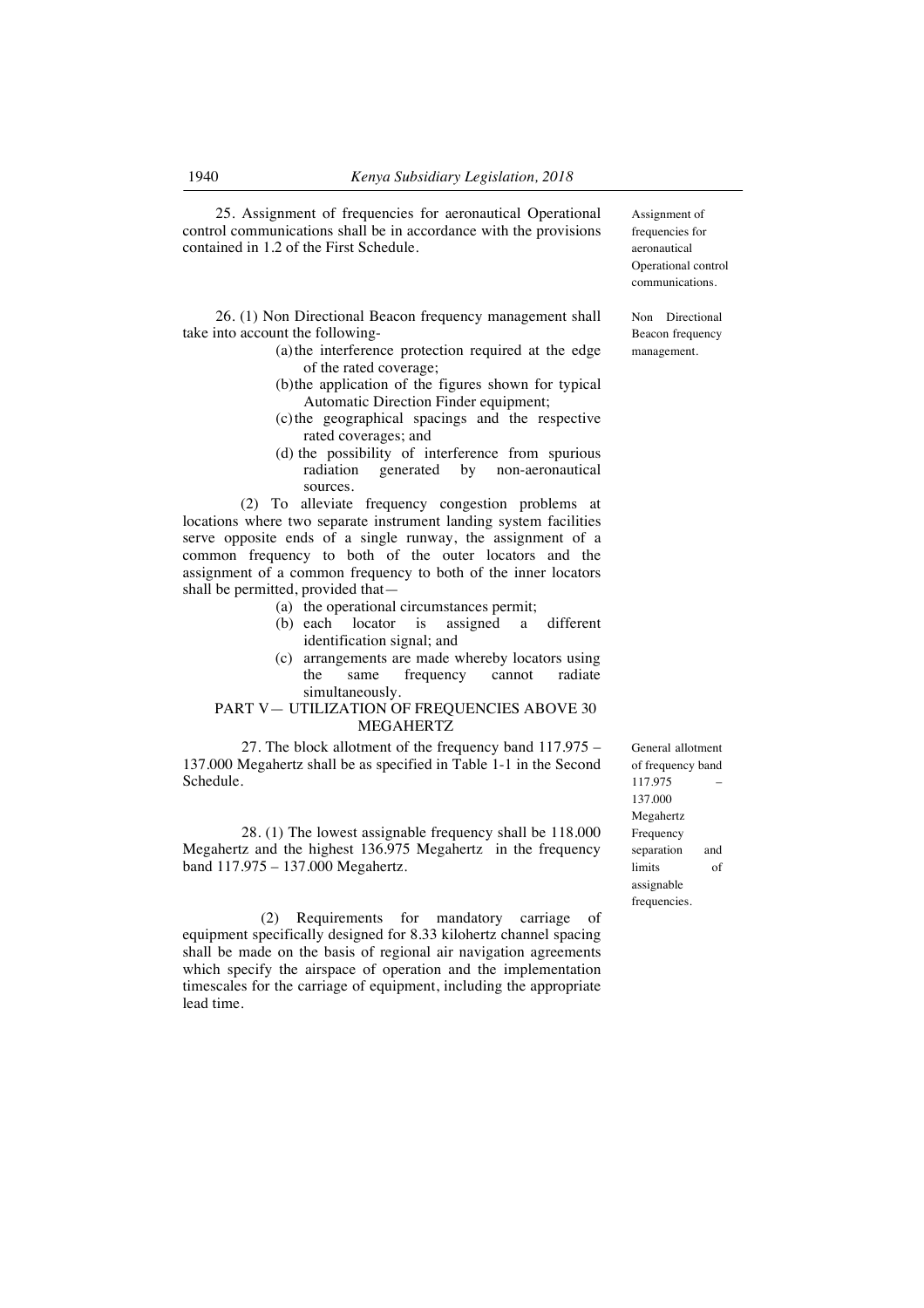25. Assignment of frequencies for aeronautical Operational control communications shall be in accordance with the provisions contained in 1.2 of the First Schedule.

Assignment of frequencies for aeronautical Operational control communications.

26. (1) Non Directional Beacon frequency management shall take into account the following-

(a) the interference protection required at the edge of the rated coverage;

(b) the application of the figures shown for typical Automatic Direction Finder equipment;

(c) the geographical spacings and the respective rated coverages; and

(d) the possibility of interference from spurious radiation generated by non-aeronautical sources.

Non Directional Beacon frequency management.

(2) To alleviate frequency congestion problems at locations where two separate instrument landing system facilities serve opposite ends of a single runway, the assignment of a common frequency to both of the outer locators and the assignment of a common frequency to both of the inner locators shall be permitted, provided that—

(a) the operational circumstances permit;

(b) each locator is assigned a different identification signal; and

(c) arrangements are made whereby locators using the same frequency cannot radiate simultaneously.

## PART V— UTILIZATION OF FREQUENCIES ABOVE 30 MEGAHERTZ

27. The block allotment of the frequency band 117.975 – 137.000 Megahertz shall be as specified in Table 1-1 in the Second Schedule.

General allotment of frequency band 117.975 – 137.000 Megahertz

28. (1) The lowest assignable frequency shall be 118.000 Megahertz and the highest 136.975 Megahertz in the frequency band 117.975 – 137.000 Megahertz.

Frequency separation and limits of assignable frequencies.

(2) Requirements for mandatory carriage of equipment specifically designed for 8.33 kilohertz channel spacing shall be made on the basis of regional air navigation agreements which specify the airspace of operation and the implementation timescales for the carriage of equipment, including the appropriate lead time.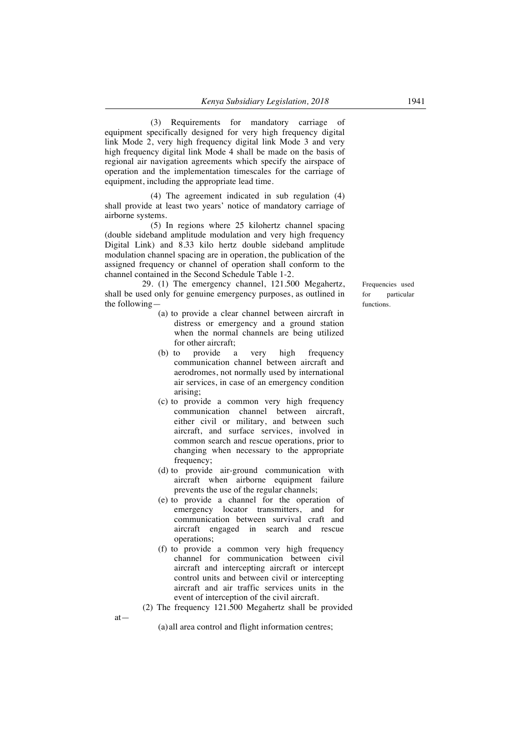(3) Requirements for mandatory carriage of equipment specifically designed for very high frequency digital link Mode 2, very high frequency digital link Mode 3 and very high frequency digital link Mode 4 shall be made on the basis of regional air navigation agreements which specify the airspace of operation and the implementation timescales for the carriage of equipment, including the appropriate lead time.

(4) The agreement indicated in sub regulation (4) shall provide at least two years' notice of mandatory carriage of airborne systems.

(5) In regions where 25 kilohertz channel spacing (double sideband amplitude modulation and very high frequency Digital Link) and 8.33 kilo hertz double sideband amplitude modulation channel spacing are in operation, the publication of the assigned frequency or channel of operation shall conform to the channel contained in the Second Schedule Table 1-2.

Frequencies used for particular functions.

29. (1) The emergency channel, 121.500 Megahertz, shall be used only for genuine emergency purposes, as outlined in the following—

(a) to provide a clear channel between aircraft in distress or emergency and a ground station when the normal channels are being utilized for other aircraft;

(b) to provide a very high frequency communication channel between aircraft and aerodromes, not normally used by international air services, in case of an emergency condition arising;

(c) to provide a common very high frequency communication channel between aircraft, either civil or military, and between such aircraft, and surface services, involved in common search and rescue operations, prior to changing when necessary to the appropriate frequency;

(d) to provide air-ground communication with aircraft when airborne equipment failure prevents the use of the regular channels;

(e) to provide a channel for the operation of emergency locator transmitters, and for communication between survival craft and aircraft engaged in search and rescue operations;

(f) to provide a common very high frequency channel for communication between civil aircraft and intercepting aircraft or intercept control units and between civil or intercepting aircraft and air traffic services units in the event of interception of the civil aircraft.

(2) The frequency 121.500 Megahertz shall be provided at—

(a) all area control and flight information centres;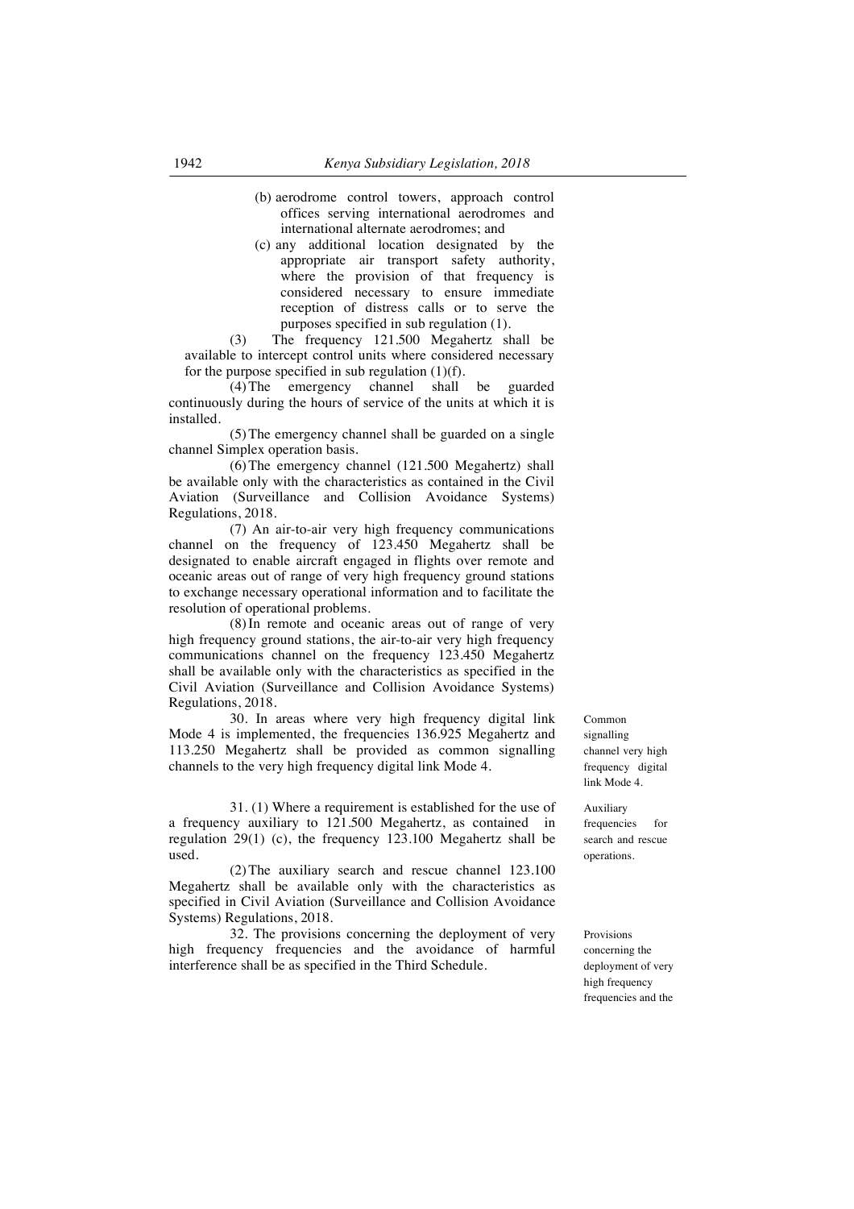(b) aerodrome control towers, approach control offices serving international aerodromes and international alternate aerodromes; and

(c) any additional location designated by the appropriate air transport safety authority, where the provision of that frequency is considered necessary to ensure immediate reception of distress calls or to serve the purposes specified in sub regulation (1).

(3) The frequency 121.500 Megahertz shall be available to intercept control units where considered necessary for the purpose specified in sub regulation (1)(f).

(4) The emergency channel shall be guarded continuously during the hours of service of the units at which it is installed.

(5) The emergency channel shall be guarded on a single channel Simplex operation basis.

(6) The emergency channel (121.500 Megahertz) shall be available only with the characteristics as contained in the Civil Aviation (Surveillance and Collision Avoidance Systems) Regulations, 2018.

(7) An air-to-air very high frequency communications channel on the frequency of 123.450 Megahertz shall be designated to enable aircraft engaged in flights over remote and oceanic areas out of range of very high frequency ground stations to exchange necessary operational information and to facilitate the resolution of operational problems.

(8) In remote and oceanic areas out of range of very high frequency ground stations, the air-to-air very high frequency communications channel on the frequency 123.450 Megahertz shall be available only with the characteristics as specified in the Civil Aviation (Surveillance and Collision Avoidance Systems) Regulations, 2018.

*Common signalling channel very high frequency digital link Mode 4.*

30. In areas where very high frequency digital link Mode 4 is implemented, the frequencies 136.925 Megahertz and 113.250 Megahertz shall be provided as common signalling channels to the very high frequency digital link Mode 4.

*Auxiliary frequencies for search and rescue operations.*

31. (1) Where a requirement is established for the use of a frequency auxiliary to 121.500 Megahertz, as contained in regulation 29(1) (c), the frequency 123.100 Megahertz shall be used.

(2) The auxiliary search and rescue channel 123.100 Megahertz shall be available only with the characteristics as specified in Civil Aviation (Surveillance and Collision Avoidance Systems) Regulations, 2018.

*Provisions concerning the deployment of very high frequency frequencies and the*

32. The provisions concerning the deployment of very high frequency frequencies and the avoidance of harmful interference shall be as specified in the Third Schedule.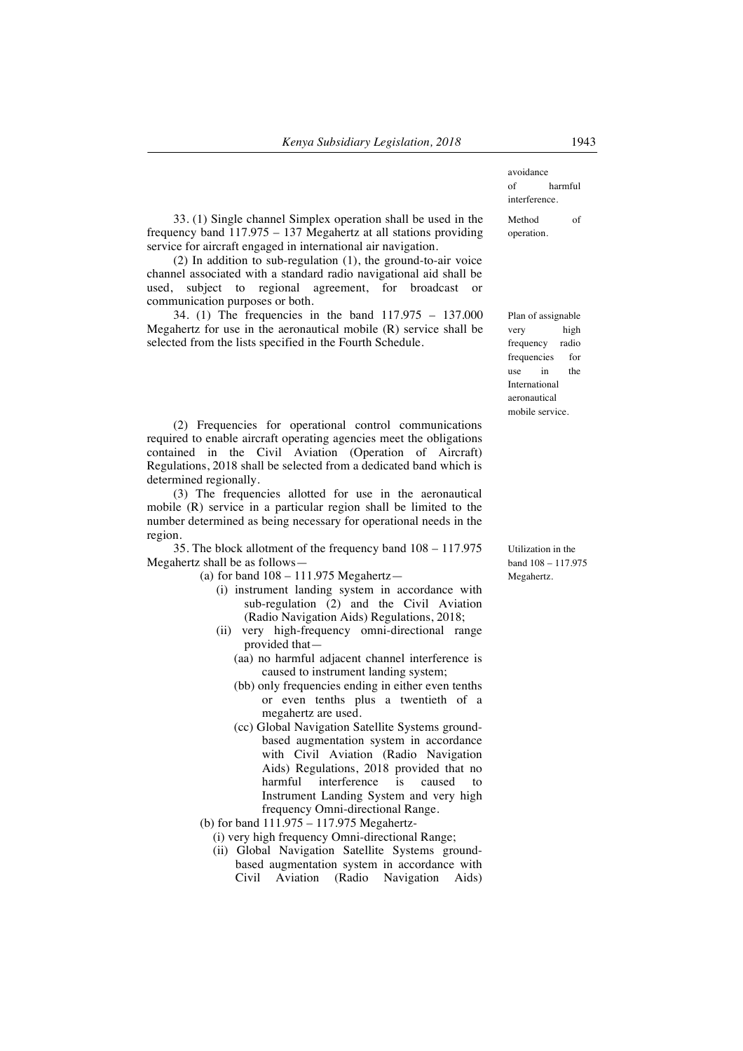avoidance of harmful interference.

Method of operation.

33. (1) Single channel Simplex operation shall be used in the frequency band 117.975 – 137 Megahertz at all stations providing service for aircraft engaged in international air navigation.

(2) In addition to sub-regulation (1), the ground-to-air voice channel associated with a standard radio navigational aid shall be used, subject to regional agreement, for broadcast or communication purposes or both.

Plan of assignable very high frequency radio frequencies for use in the International aeronautical mobile service.

34. (1) The frequencies in the band 117.975 – 137.000 Megahertz for use in the aeronautical mobile (R) service shall be selected from the lists specified in the Fourth Schedule.

(2) Frequencies for operational control communications required to enable aircraft operating agencies meet the obligations contained in the Civil Aviation (Operation of Aircraft) Regulations, 2018 shall be selected from a dedicated band which is determined regionally.

(3) The frequencies allotted for use in the aeronautical mobile (R) service in a particular region shall be limited to the number determined as being necessary for operational needs in the region.

Utilization in the band 108 – 117.975 Megahertz.

35. The block allotment of the frequency band 108 – 117.975 Megahertz shall be as follows—

(a) for band 108 – 111.975 Megahertz—

(i) instrument landing system in accordance with sub-regulation (2) and the Civil Aviation (Radio Navigation Aids) Regulations, 2018;

(ii) very high-frequency omni-directional range provided that—

(aa) no harmful adjacent channel interference is caused to instrument landing system;

(bb) only frequencies ending in either even tenths or even tenths plus a twentieth of a megahertz are used.

(cc) Global Navigation Satellite Systems ground-based augmentation system in accordance with Civil Aviation (Radio Navigation Aids) Regulations, 2018 provided that no harmful interference is caused to Instrument Landing System and very high frequency Omni-directional Range.

(b) for band 111.975 – 117.975 Megahertz-

(i) very high frequency Omni-directional Range;

(ii) Global Navigation Satellite Systems ground-based augmentation system in accordance with Civil Aviation (Radio Navigation Aids)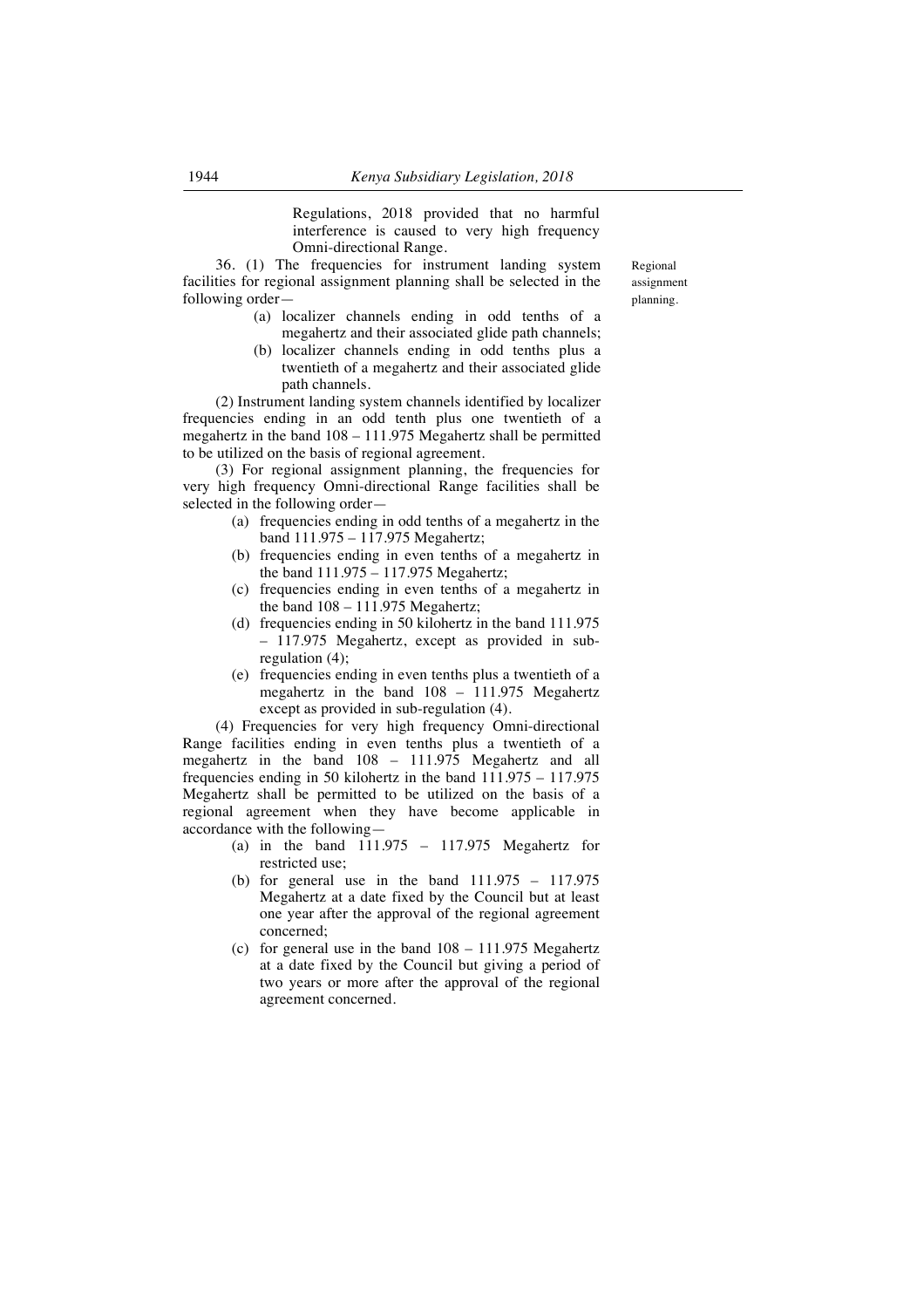Regulations, 2018 provided that no harmful interference is caused to very high frequency Omni-directional Range.

36. (1) The frequencies for instrument landing system facilities for regional assignment planning shall be selected in the following order—

Regional assignment planning.

- (a) localizer channels ending in odd tenths of a megahertz and their associated glide path channels;
- (b) localizer channels ending in odd tenths plus a twentieth of a megahertz and their associated glide path channels.

(2) Instrument landing system channels identified by localizer frequencies ending in an odd tenth plus one twentieth of a megahertz in the band 108 – 111.975 Megahertz shall be permitted to be utilized on the basis of regional agreement.

(3) For regional assignment planning, the frequencies for very high frequency Omni-directional Range facilities shall be selected in the following order—

- (a) frequencies ending in odd tenths of a megahertz in the band 111.975 – 117.975 Megahertz;
- (b) frequencies ending in even tenths of a megahertz in the band 111.975 – 117.975 Megahertz;
- (c) frequencies ending in even tenths of a megahertz in the band 108 – 111.975 Megahertz;
- (d) frequencies ending in 50 kilohertz in the band 111.975 – 117.975 Megahertz, except as provided in sub-regulation (4);
- (e) frequencies ending in even tenths plus a twentieth of a megahertz in the band 108 – 111.975 Megahertz except as provided in sub-regulation (4).

(4) Frequencies for very high frequency Omni-directional Range facilities ending in even tenths plus a twentieth of a megahertz in the band 108 – 111.975 Megahertz and all frequencies ending in 50 kilohertz in the band 111.975 – 117.975 Megahertz shall be permitted to be utilized on the basis of a regional agreement when they have become applicable in accordance with the following—

- (a) in the band 111.975 – 117.975 Megahertz for restricted use;
- (b) for general use in the band 111.975 – 117.975 Megahertz at a date fixed by the Council but at least one year after the approval of the regional agreement concerned;
- (c) for general use in the band 108 – 111.975 Megahertz at a date fixed by the Council but giving a period of two years or more after the approval of the regional agreement concerned.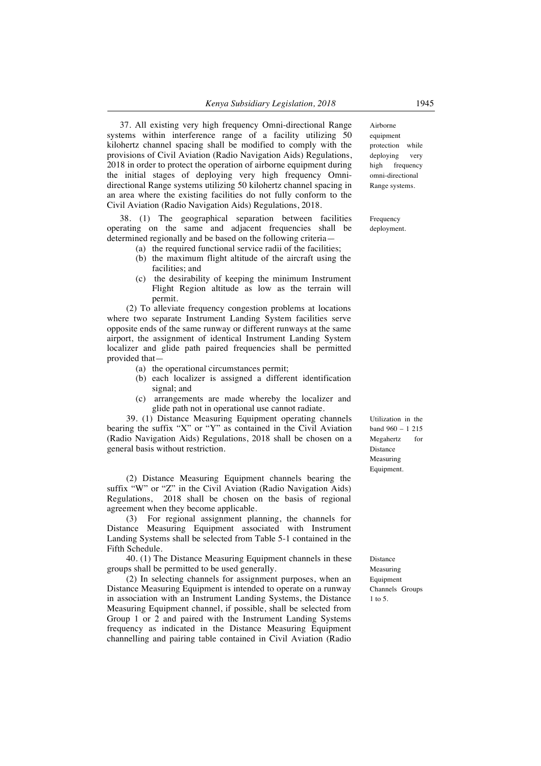37. All existing very high frequency Omni-directional Range systems within interference range of a facility utilizing 50 kilohertz channel spacing shall be modified to comply with the provisions of Civil Aviation (Radio Navigation Aids) Regulations, 2018 in order to protect the operation of airborne equipment during the initial stages of deploying very high frequency Omni-directional Range systems utilizing 50 kilohertz channel spacing in an area where the existing facilities do not fully conform to the Civil Aviation (Radio Navigation Aids) Regulations, 2018.

*Airborne equipment protection while deploying very high frequency omni-directional Range systems.*

38. (1) The geographical separation between facilities operating on the same and adjacent frequencies shall be determined regionally and be based on the following criteria—

*Frequency deployment.*

- (a) the required functional service radii of the facilities;
- (b) the maximum flight altitude of the aircraft using the facilities; and
- (c) the desirability of keeping the minimum Instrument Flight Region altitude as low as the terrain will permit.

(2) To alleviate frequency congestion problems at locations where two separate Instrument Landing System facilities serve opposite ends of the same runway or different runways at the same airport, the assignment of identical Instrument Landing System localizer and glide path paired frequencies shall be permitted provided that—

- (a) the operational circumstances permit;
- (b) each localizer is assigned a different identification signal; and
- (c) arrangements are made whereby the localizer and glide path not in operational use cannot radiate.

39. (1) Distance Measuring Equipment operating channels bearing the suffix "X" or "Y" as contained in the Civil Aviation (Radio Navigation Aids) Regulations, 2018 shall be chosen on a general basis without restriction.

*Utilization in the band 960 – 1 215 Megahertz for Distance Measuring Equipment.*

(2) Distance Measuring Equipment channels bearing the suffix "W" or "Z" in the Civil Aviation (Radio Navigation Aids) Regulations, 2018 shall be chosen on the basis of regional agreement when they become applicable.

(3) For regional assignment planning, the channels for Distance Measuring Equipment associated with Instrument Landing Systems shall be selected from Table 5-1 contained in the Fifth Schedule.

40. (1) The Distance Measuring Equipment channels in these groups shall be permitted to be used generally.

*Distance Measuring Equipment Channels Groups 1 to 5.*

(2) In selecting channels for assignment purposes, when an Distance Measuring Equipment is intended to operate on a runway in association with an Instrument Landing Systems, the Distance Measuring Equipment channel, if possible, shall be selected from Group 1 or 2 and paired with the Instrument Landing Systems frequency as indicated in the Distance Measuring Equipment channelling and pairing table contained in Civil Aviation (Radio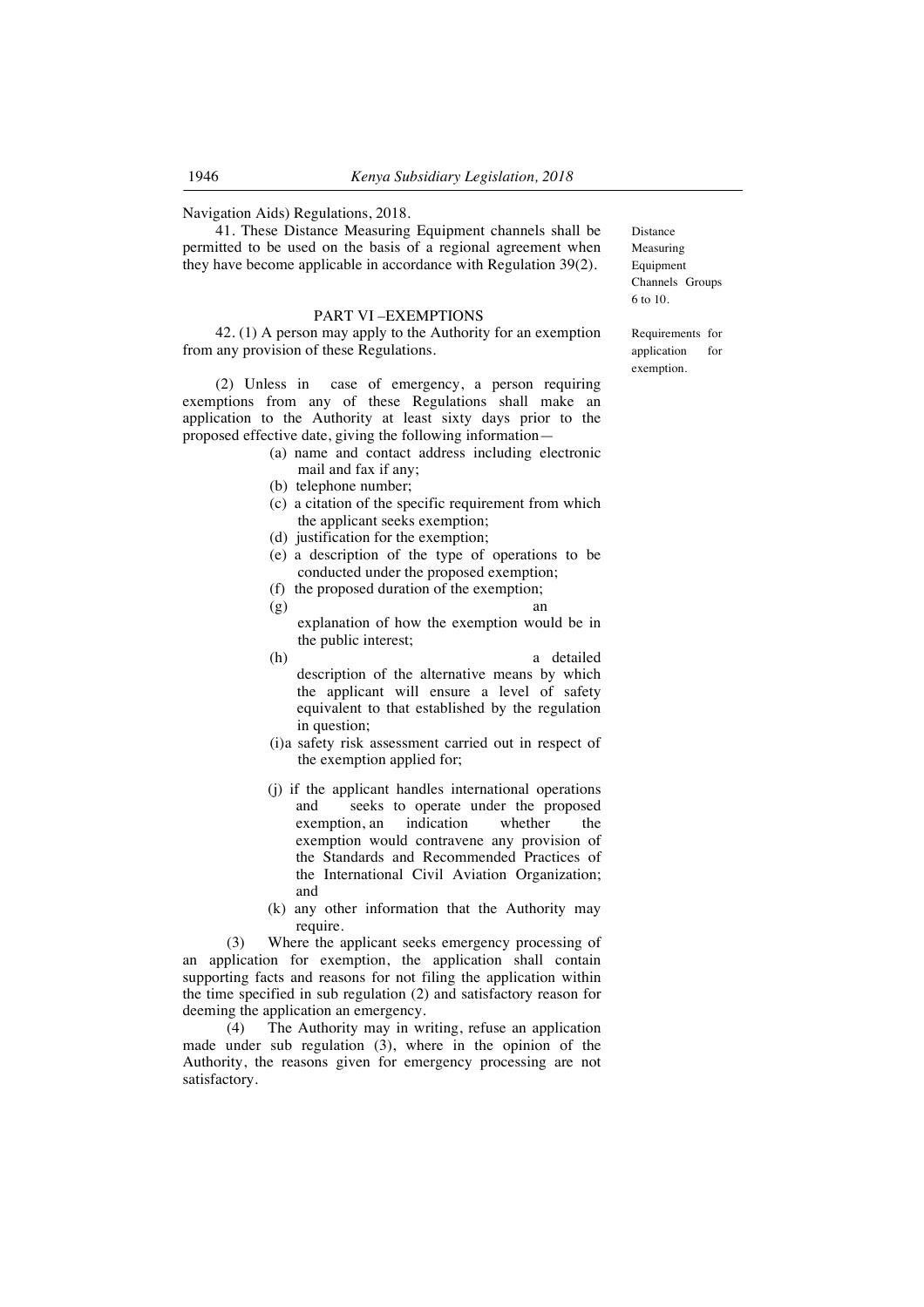Navigation Aids) Regulations, 2018.

41. These Distance Measuring Equipment channels shall be permitted to be used on the basis of a regional agreement when they have become applicable in accordance with Regulation 39(2).

Distance Measuring Equipment Channels Groups 6 to 10.

## PART VI –EXEMPTIONS

Requirements for application for exemption.

42. (1) A person may apply to the Authority for an exemption from any provision of these Regulations.

(2) Unless in case of emergency, a person requiring exemptions from any of these Regulations shall make an application to the Authority at least sixty days prior to the proposed effective date, giving the following information—

(a) name and contact address including electronic mail and fax if any;

(b) telephone number;

(c) a citation of the specific requirement from which the applicant seeks exemption;

(d) justification for the exemption;

(e) a description of the type of operations to be conducted under the proposed exemption;

(f) the proposed duration of the exemption;

(g) an explanation of how the exemption would be in the public interest;

(h) a detailed description of the alternative means by which the applicant will ensure a level of safety equivalent to that established by the regulation in question;

(i) a safety risk assessment carried out in respect of the exemption applied for;

(j) if the applicant handles international operations and seeks to operate under the proposed exemption, an indication whether the exemption would contravene any provision of the Standards and Recommended Practices of the International Civil Aviation Organization; and

(k) any other information that the Authority may require.

(3) Where the applicant seeks emergency processing of an application for exemption, the application shall contain supporting facts and reasons for not filing the application within the time specified in sub regulation (2) and satisfactory reason for deeming the application an emergency.

(4) The Authority may in writing, refuse an application made under sub regulation (3), where in the opinion of the Authority, the reasons given for emergency processing are not satisfactory.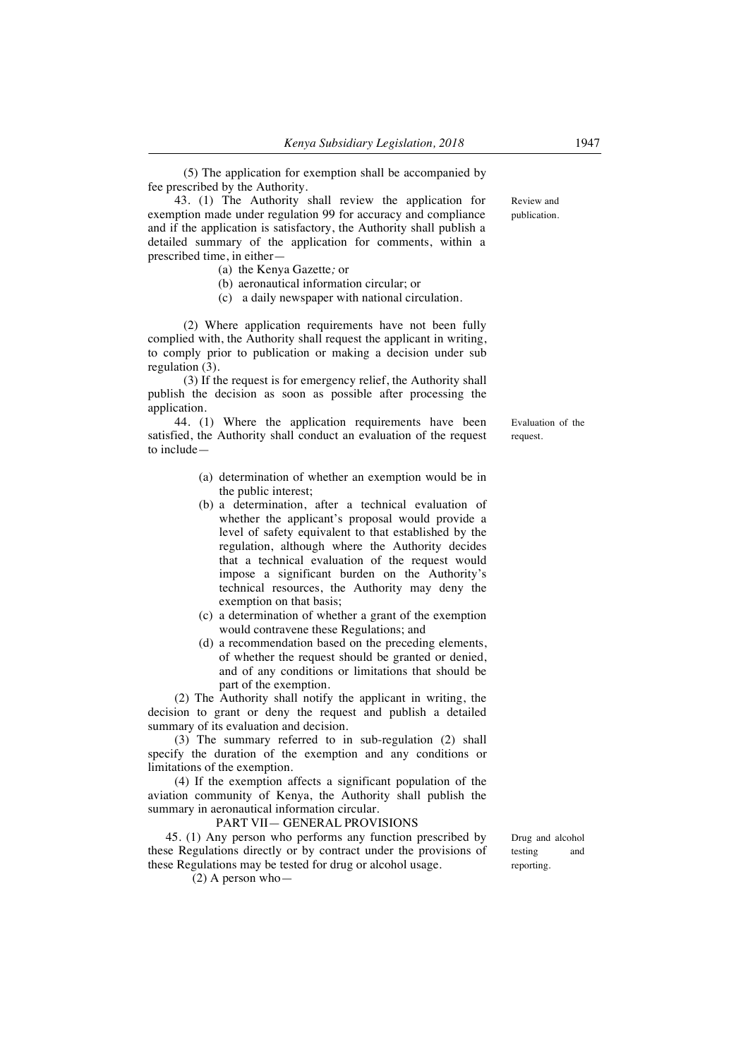(5) The application for exemption shall be accompanied by fee prescribed by the Authority.

Review and publication.

43. (1) The Authority shall review the application for exemption made under regulation 99 for accuracy and compliance and if the application is satisfactory, the Authority shall publish a detailed summary of the application for comments, within a prescribed time, in either—

- (a) the Kenya Gazette*;* or
- (b) aeronautical information circular; or
- (c) a daily newspaper with national circulation.

(2) Where application requirements have not been fully complied with, the Authority shall request the applicant in writing, to comply prior to publication or making a decision under sub regulation (3).

(3) If the request is for emergency relief, the Authority shall publish the decision as soon as possible after processing the application.

Evaluation of the request.

44. (1) Where the application requirements have been satisfied, the Authority shall conduct an evaluation of the request to include—

- (a) determination of whether an exemption would be in the public interest;
- (b) a determination, after a technical evaluation of whether the applicant's proposal would provide a level of safety equivalent to that established by the regulation, although where the Authority decides that a technical evaluation of the request would impose a significant burden on the Authority's technical resources, the Authority may deny the exemption on that basis;
- (c) a determination of whether a grant of the exemption would contravene these Regulations; and
- (d) a recommendation based on the preceding elements, of whether the request should be granted or denied, and of any conditions or limitations that should be part of the exemption.

(2) The Authority shall notify the applicant in writing, the decision to grant or deny the request and publish a detailed summary of its evaluation and decision.

(3) The summary referred to in sub-regulation (2) shall specify the duration of the exemption and any conditions or limitations of the exemption.

(4) If the exemption affects a significant population of the aviation community of Kenya, the Authority shall publish the summary in aeronautical information circular.

## PART VII— GENERAL PROVISIONS

Drug and alcohol testing and reporting.

45. (1) Any person who performs any function prescribed by these Regulations directly or by contract under the provisions of these Regulations may be tested for drug or alcohol usage.

(2) A person who—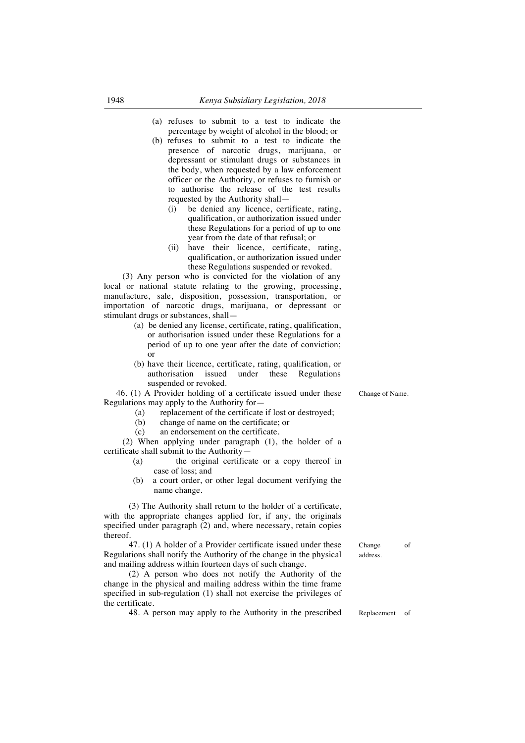(a) refuses to submit to a test to indicate the percentage by weight of alcohol in the blood; or

(b) refuses to submit to a test to indicate the presence of narcotic drugs, marijuana, or depressant or stimulant drugs or substances in the body, when requested by a law enforcement officer or the Authority, or refuses to furnish or to authorise the release of the test results requested by the Authority shall—

(i) be denied any licence, certificate, rating, qualification, or authorization issued under these Regulations for a period of up to one year from the date of that refusal; or

(ii) have their licence, certificate, rating, qualification, or authorization issued under these Regulations suspended or revoked.

(3) Any person who is convicted for the violation of any local or national statute relating to the growing, processing, manufacture, sale, disposition, possession, transportation, or importation of narcotic drugs, marijuana, or depressant or stimulant drugs or substances, shall—

(a) be denied any license, certificate, rating, qualification, or authorisation issued under these Regulations for a period of up to one year after the date of conviction; or

(b) have their licence, certificate, rating, qualification, or authorisation issued under these Regulations suspended or revoked.

Change of Name.

46. (1) A Provider holding of a certificate issued under these Regulations may apply to the Authority for—

(a) replacement of the certificate if lost or destroyed;

(b) change of name on the certificate; or

(c) an endorsement on the certificate.

(2) When applying under paragraph (1), the holder of a certificate shall submit to the Authority—

(a) the original certificate or a copy thereof in case of loss; and

(b) a court order, or other legal document verifying the name change.

(3) The Authority shall return to the holder of a certificate, with the appropriate changes applied for, if any, the originals specified under paragraph (2) and, where necessary, retain copies thereof.

Change of address.

47. (1) A holder of a Provider certificate issued under these Regulations shall notify the Authority of the change in the physical and mailing address within fourteen days of such change.

(2) A person who does not notify the Authority of the change in the physical and mailing address within the time frame specified in sub-regulation (1) shall not exercise the privileges of the certificate.

Replacement of

48. A person may apply to the Authority in the prescribed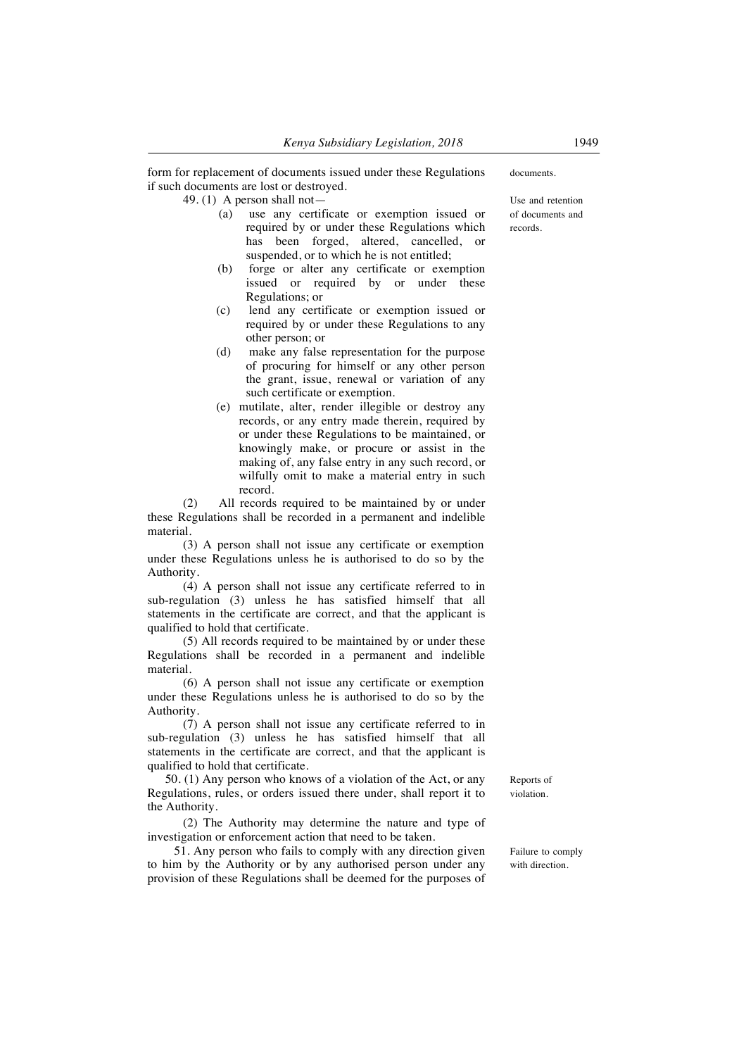form for replacement of documents issued under these Regulations if such documents are lost or destroyed.

documents.

Use and retention of documents and records.

49. (1) A person shall not—

(a) use any certificate or exemption issued or required by or under these Regulations which has been forged, altered, cancelled, or suspended, or to which he is not entitled;

(b) forge or alter any certificate or exemption issued or required by or under these Regulations; or

(c) lend any certificate or exemption issued or required by or under these Regulations to any other person; or

(d) make any false representation for the purpose of procuring for himself or any other person the grant, issue, renewal or variation of any such certificate or exemption.

(e) mutilate, alter, render illegible or destroy any records, or any entry made therein, required by or under these Regulations to be maintained, or knowingly make, or procure or assist in the making of, any false entry in any such record, or wilfully omit to make a material entry in such record.

(2) All records required to be maintained by or under these Regulations shall be recorded in a permanent and indelible material.

(3) A person shall not issue any certificate or exemption under these Regulations unless he is authorised to do so by the Authority.

(4) A person shall not issue any certificate referred to in sub-regulation (3) unless he has satisfied himself that all statements in the certificate are correct, and that the applicant is qualified to hold that certificate.

(5) All records required to be maintained by or under these Regulations shall be recorded in a permanent and indelible material.

(6) A person shall not issue any certificate or exemption under these Regulations unless he is authorised to do so by the Authority.

(7) A person shall not issue any certificate referred to in sub-regulation (3) unless he has satisfied himself that all statements in the certificate are correct, and that the applicant is qualified to hold that certificate.

Reports of violation.

50. (1) Any person who knows of a violation of the Act, or any Regulations, rules, or orders issued there under, shall report it to the Authority.

(2) The Authority may determine the nature and type of investigation or enforcement action that need to be taken.

Failure to comply with direction.

51. Any person who fails to comply with any direction given to him by the Authority or by any authorised person under any provision of these Regulations shall be deemed for the purposes of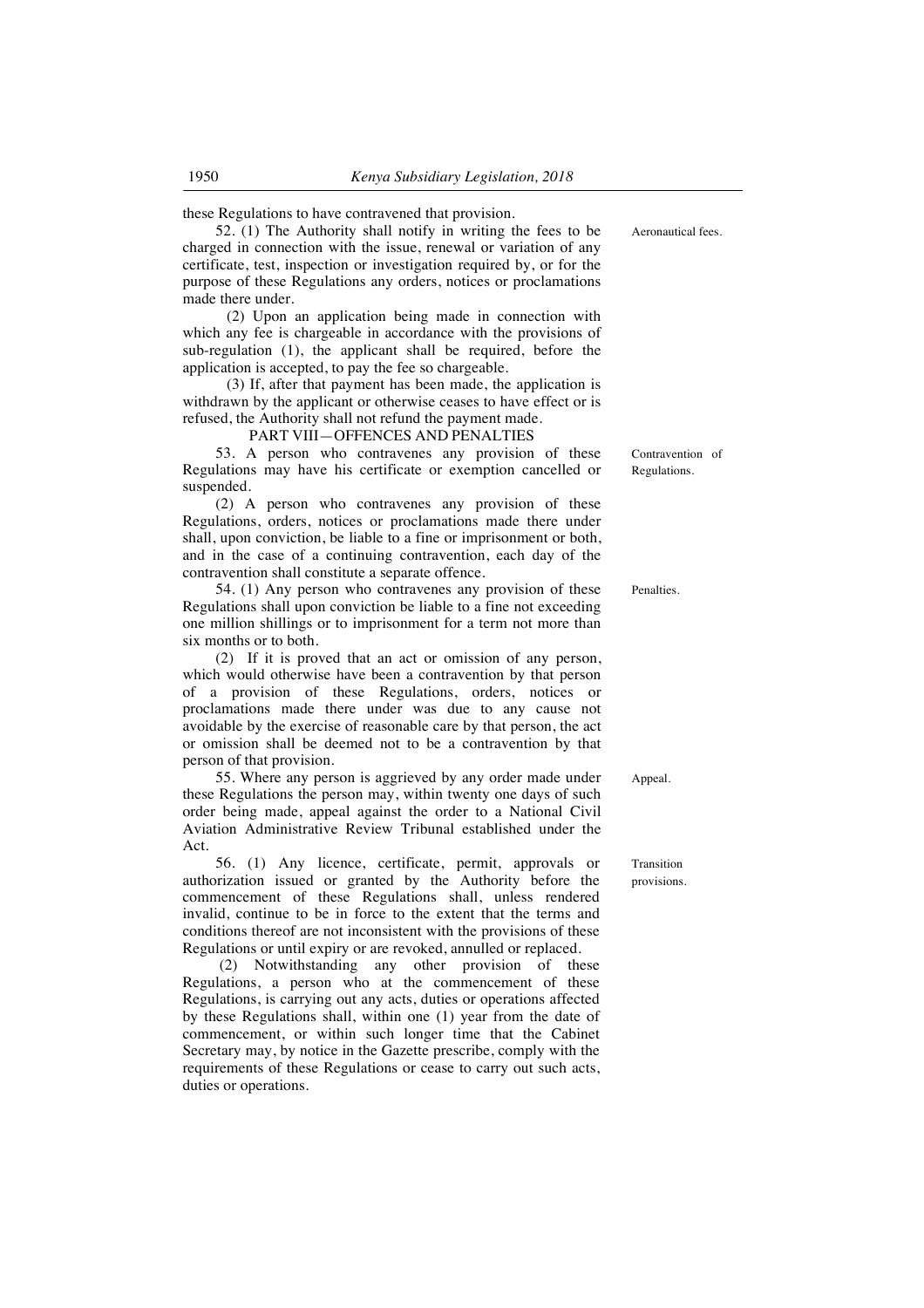these Regulations to have contravened that provision.

52. (1) The Authority shall notify in writing the fees to be charged in connection with the issue, renewal or variation of any certificate, test, inspection or investigation required by, or for the purpose of these Regulations any orders, notices or proclamations made there under.

Aeronautical fees.

(2) Upon an application being made in connection with which any fee is chargeable in accordance with the provisions of sub-regulation (1), the applicant shall be required, before the application is accepted, to pay the fee so chargeable.

(3) If, after that payment has been made, the application is withdrawn by the applicant or otherwise ceases to have effect or is refused, the Authority shall not refund the payment made.

## PART VIII—OFFENCES AND PENALTIES

53. A person who contravenes any provision of these Regulations may have his certificate or exemption cancelled or suspended.

Contravention of Regulations.

(2) A person who contravenes any provision of these Regulations, orders, notices or proclamations made there under shall, upon conviction, be liable to a fine or imprisonment or both, and in the case of a continuing contravention, each day of the contravention shall constitute a separate offence.

54. (1) Any person who contravenes any provision of these Regulations shall upon conviction be liable to a fine not exceeding one million shillings or to imprisonment for a term not more than six months or to both.

Penalties.

(2) If it is proved that an act or omission of any person, which would otherwise have been a contravention by that person of a provision of these Regulations, orders, notices or proclamations made there under was due to any cause not avoidable by the exercise of reasonable care by that person, the act or omission shall be deemed not to be a contravention by that person of that provision.

55. Where any person is aggrieved by any order made under these Regulations the person may, within twenty one days of such order being made, appeal against the order to a National Civil Aviation Administrative Review Tribunal established under the Act.

Appeal.

56. (1) Any licence, certificate, permit, approvals or authorization issued or granted by the Authority before the commencement of these Regulations shall, unless rendered invalid, continue to be in force to the extent that the terms and conditions thereof are not inconsistent with the provisions of these Regulations or until expiry or are revoked, annulled or replaced.

Transition provisions.

(2) Notwithstanding any other provision of these Regulations, a person who at the commencement of these Regulations, is carrying out any acts, duties or operations affected by these Regulations shall, within one (1) year from the date of commencement, or within such longer time that the Cabinet Secretary may, by notice in the Gazette prescribe, comply with the requirements of these Regulations or cease to carry out such acts, duties or operations.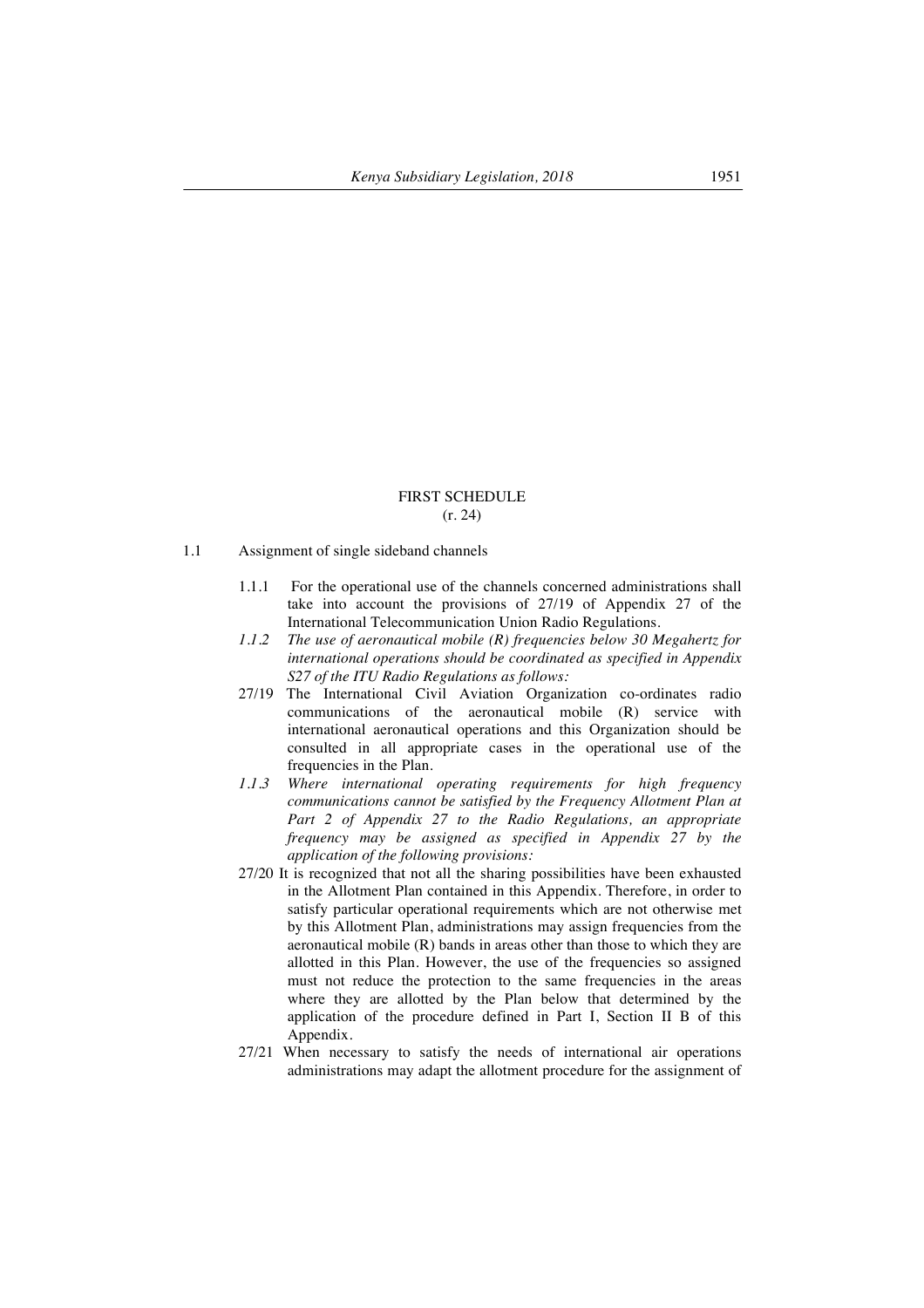FIRST SCHEDULE

(r. 24)

1.1 Assignment of single sideband channels

1.1.1 For the operational use of the channels concerned administrations shall take into account the provisions of 27/19 of Appendix 27 of the International Telecommunication Union Radio Regulations.

*1.1.2 The use of aeronautical mobile (R) frequencies below 30 Megahertz for international operations should be coordinated as specified in Appendix S27 of the ITU Radio Regulations as follows:*

27/19 The International Civil Aviation Organization co-ordinates radio communications of the aeronautical mobile (R) service with international aeronautical operations and this Organization should be consulted in all appropriate cases in the operational use of the frequencies in the Plan.

*1.1.3 Where international operating requirements for high frequency communications cannot be satisfied by the Frequency Allotment Plan at Part 2 of Appendix 27 to the Radio Regulations, an appropriate frequency may be assigned as specified in Appendix 27 by the application of the following provisions:*

27/20 It is recognized that not all the sharing possibilities have been exhausted in the Allotment Plan contained in this Appendix. Therefore, in order to satisfy particular operational requirements which are not otherwise met by this Allotment Plan, administrations may assign frequencies from the aeronautical mobile (R) bands in areas other than those to which they are allotted in this Plan. However, the use of the frequencies so assigned must not reduce the protection to the same frequencies in the areas where they are allotted by the Plan below that determined by the application of the procedure defined in Part I, Section II B of this Appendix.

27/21 When necessary to satisfy the needs of international air operations administrations may adapt the allotment procedure for the assignment of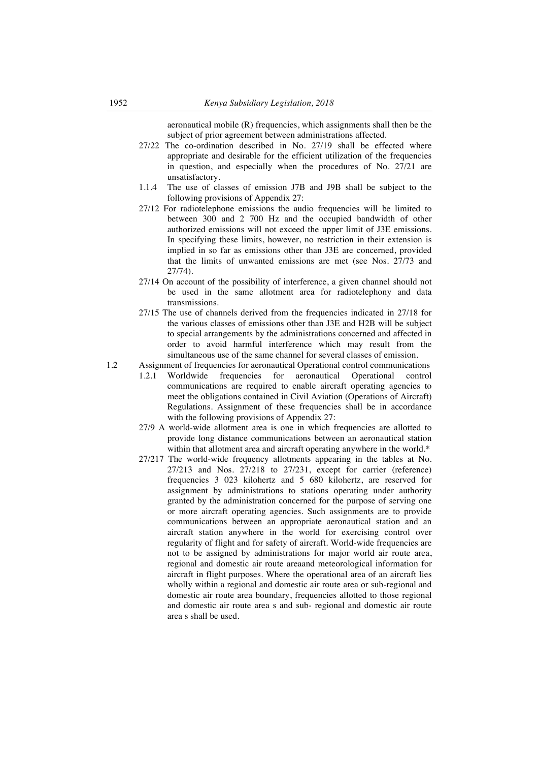aeronautical mobile (R) frequencies, which assignments shall then be the subject of prior agreement between administrations affected.

27/22 The co-ordination described in No. 27/19 shall be effected where appropriate and desirable for the efficient utilization of the frequencies in question, and especially when the procedures of No. 27/21 are unsatisfactory.

1.1.4 The use of classes of emission J7B and J9B shall be subject to the following provisions of Appendix 27:

27/12 For radiotelephone emissions the audio frequencies will be limited to between 300 and 2 700 Hz and the occupied bandwidth of other authorized emissions will not exceed the upper limit of J3E emissions. In specifying these limits, however, no restriction in their extension is implied in so far as emissions other than J3E are concerned, provided that the limits of unwanted emissions are met (see Nos. 27/73 and 27/74).

27/14 On account of the possibility of interference, a given channel should not be used in the same allotment area for radiotelephony and data transmissions.

27/15 The use of channels derived from the frequencies indicated in 27/18 for the various classes of emissions other than J3E and H2B will be subject to special arrangements by the administrations concerned and affected in order to avoid harmful interference which may result from the simultaneous use of the same channel for several classes of emission.

1.2 Assignment of frequencies for aeronautical Operational control communications

1.2.1 Worldwide frequencies for aeronautical Operational control communications are required to enable aircraft operating agencies to meet the obligations contained in Civil Aviation (Operations of Aircraft) Regulations. Assignment of these frequencies shall be in accordance with the following provisions of Appendix 27:

27/9 A world-wide allotment area is one in which frequencies are allotted to provide long distance communications between an aeronautical station within that allotment area and aircraft operating anywhere in the world.*

27/217 The world-wide frequency allotments appearing in the tables at No. 27/213 and Nos. 27/218 to 27/231, except for carrier (reference) frequencies 3 023 kilohertz and 5 680 kilohertz, are reserved for assignment by administrations to stations operating under authority granted by the administration concerned for the purpose of serving one or more aircraft operating agencies. Such assignments are to provide communications between an appropriate aeronautical station and an aircraft station anywhere in the world for exercising control over regularity of flight and for safety of aircraft. World-wide frequencies are not to be assigned by administrations for major world air route area, regional and domestic air route areaand meteorological information for aircraft in flight purposes. Where the operational area of an aircraft lies wholly within a regional and domestic air route area or sub-regional and domestic air route area boundary, frequencies allotted to those regional and domestic air route area s and sub- regional and domestic air route area s shall be used.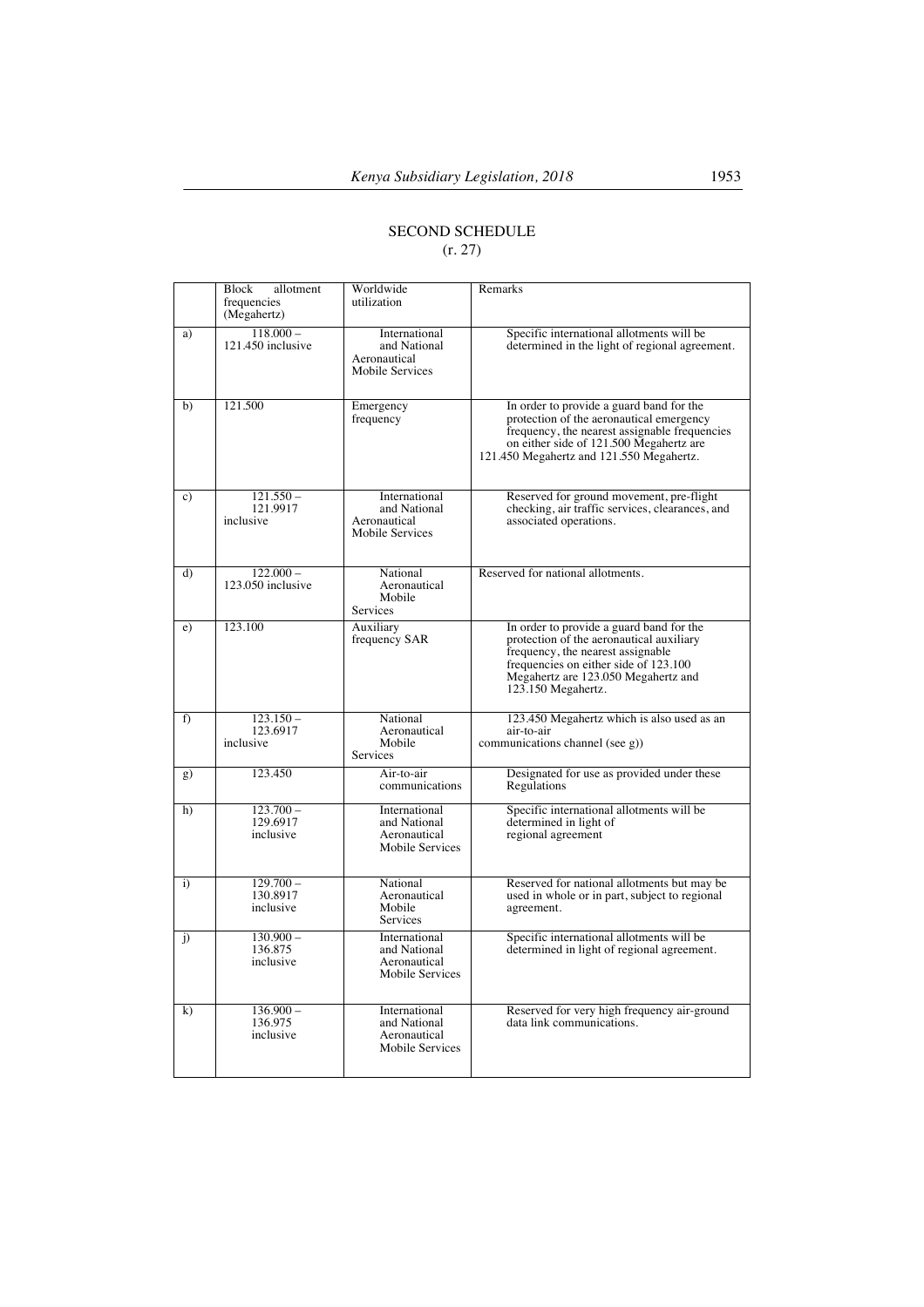## SECOND SCHEDULE

(r. 27)

| | Block allotment frequencies (Megahertz) | Worldwide utilization | Remarks |
|---|---|---|---|
| a) | 118.000 – 121.450 inclusive | International and National Aeronautical Mobile Services | Specific international allotments will be determined in the light of regional agreement. |
| b) | 121.500 | Emergency frequency | In order to provide a guard band for the protection of the aeronautical emergency frequency, the nearest assignable frequencies on either side of 121.500 Megahertz are 121.450 Megahertz and 121.550 Megahertz. |
| c) | 121.550 – 121.9917 inclusive | International and National Aeronautical Mobile Services | Reserved for ground movement, pre-flight checking, air traffic services, clearances, and associated operations. |
| d) | 122.000 – 123.050 inclusive | National Aeronautical Mobile Services | Reserved for national allotments. |
| e) | 123.100 | Auxiliary frequency SAR | In order to provide a guard band for the protection of the aeronautical auxiliary frequency, the nearest assignable frequencies on either side of 123.100 Megahertz are 123.050 Megahertz and 123.150 Megahertz. |
| f) | 123.150 – 123.6917 inclusive | National Aeronautical Mobile Services | 123.450 Megahertz which is also used as an air-to-air communications channel (see g)) |
| g) | 123.450 | Air-to-air communications | Designated for use as provided under these Regulations |
| h) | 123.700 – 129.6917 inclusive | International and National Aeronautical Mobile Services | Specific international allotments will be determined in light of regional agreement |
| i) | 129.700 – 130.8917 inclusive | National Aeronautical Mobile Services | Reserved for national allotments but may be used in whole or in part, subject to regional agreement. |
| j) | 130.900 – 136.875 inclusive | International and National Aeronautical Mobile Services | Specific international allotments will be determined in light of regional agreement. |
| k) | 136.900 – 136.975 inclusive | International and National Aeronautical Mobile Services | Reserved for very high frequency air-ground data link communications. |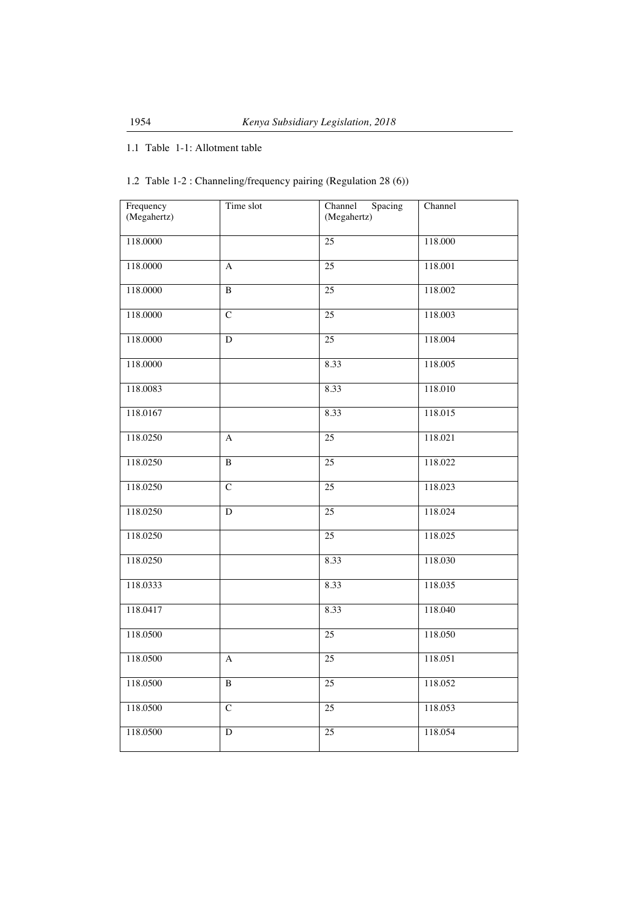1.1 Table 1-1: Allotment table

1.2 Table 1-2 : Channeling/frequency pairing (Regulation 28 (6))

| Frequency (Megahertz) | Time slot | Channel Spacing (Megahertz) | Channel |
|---|---|---|---|
| 118.0000 | | 25 | 118.000 |
| 118.0000 | A | 25 | 118.001 |
| 118.0000 | B | 25 | 118.002 |
| 118.0000 | C | 25 | 118.003 |
| 118.0000 | D | 25 | 118.004 |
| 118.0000 | | 8.33 | 118.005 |
| 118.0083 | | 8.33 | 118.010 |
| 118.0167 | | 8.33 | 118.015 |
| 118.0250 | A | 25 | 118.021 |
| 118.0250 | B | 25 | 118.022 |
| 118.0250 | C | 25 | 118.023 |
| 118.0250 | D | 25 | 118.024 |
| 118.0250 | | 25 | 118.025 |
| 118.0250 | | 8.33 | 118.030 |
| 118.0333 | | 8.33 | 118.035 |
| 118.0417 | | 8.33 | 118.040 |
| 118.0500 | | 25 | 118.050 |
| 118.0500 | A | 25 | 118.051 |
| 118.0500 | B | 25 | 118.052 |
| 118.0500 | C | 25 | 118.053 |
| 118.0500 | D | 25 | 118.054 |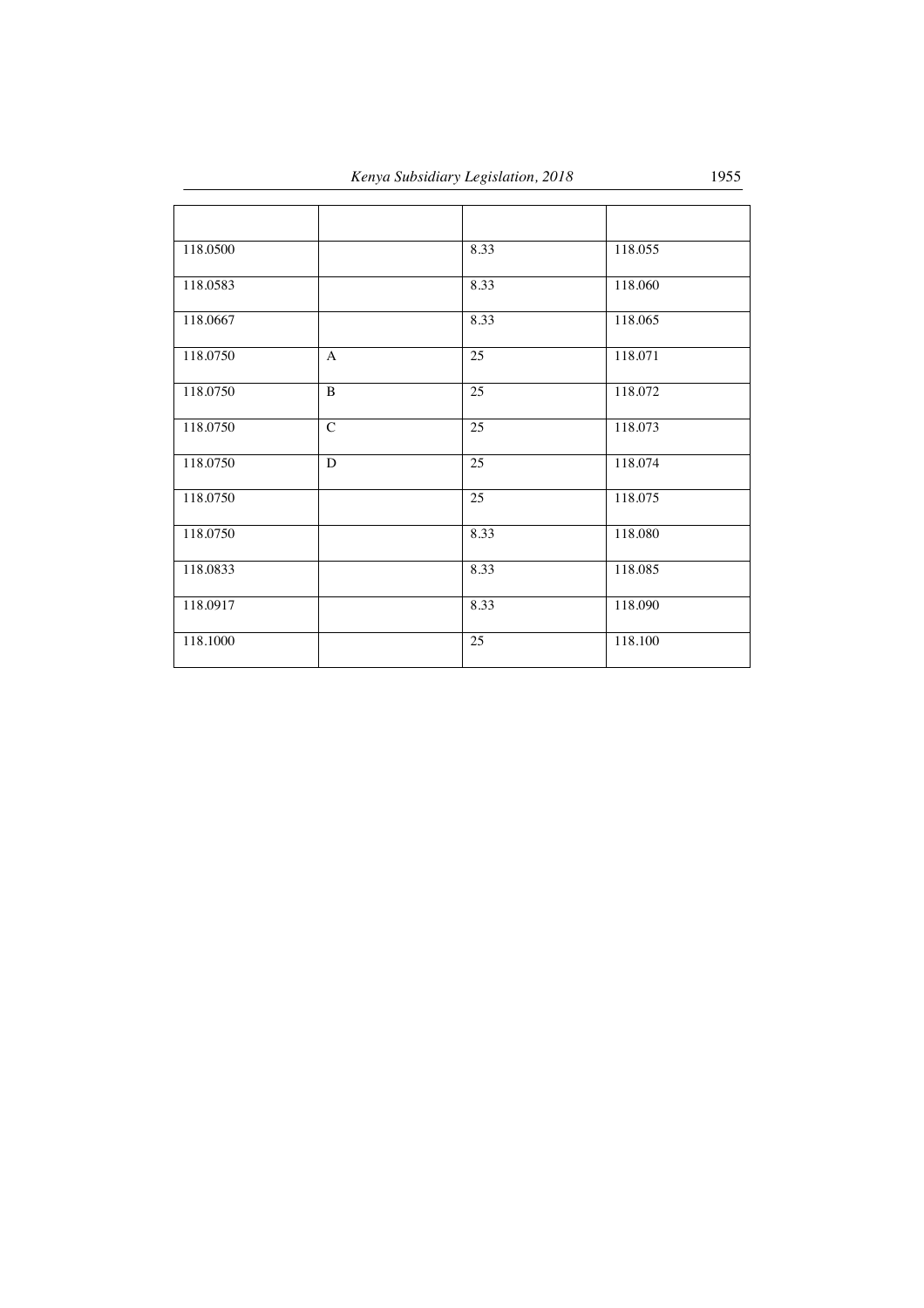| | | | |
|---|---|---|---|
| 118.0500 | | 8.33 | 118.055 |
| 118.0583 | | 8.33 | 118.060 |
| 118.0667 | | 8.33 | 118.065 |
| 118.0750 | A | 25 | 118.071 |
| 118.0750 | B | 25 | 118.072 |
| 118.0750 | C | 25 | 118.073 |
| 118.0750 | D | 25 | 118.074 |
| 118.0750 | | 25 | 118.075 |
| 118.0750 | | 8.33 | 118.080 |
| 118.0833 | | 8.33 | 118.085 |
| 118.0917 | | 8.33 | 118.090 |
| 118.1000 | | 25 | 118.100 |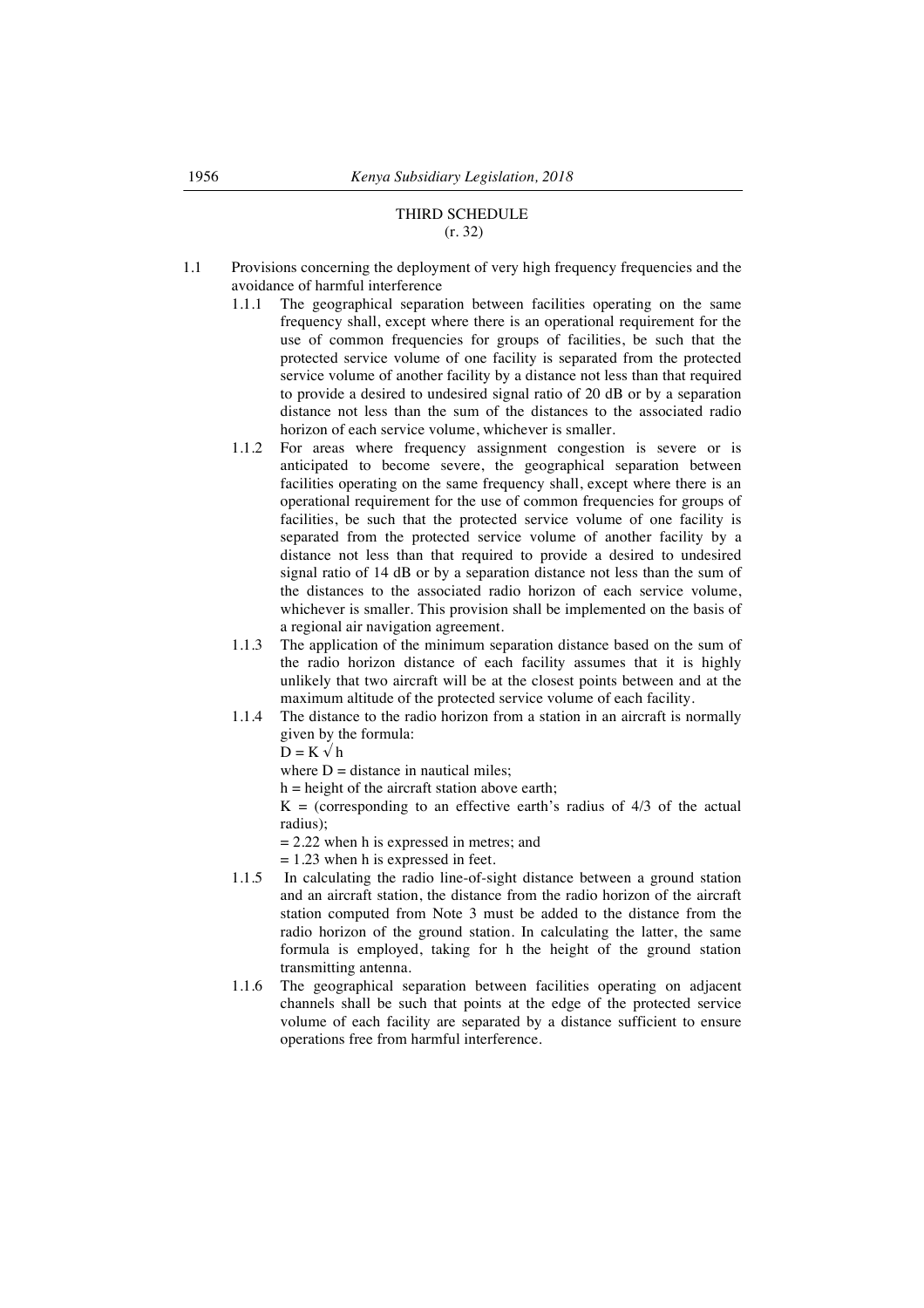## THIRD SCHEDULE

(r. 32)

1.1 Provisions concerning the deployment of very high frequency frequencies and the avoidance of harmful interference

   1.1.1 The geographical separation between facilities operating on the same frequency shall, except where there is an operational requirement for the use of common frequencies for groups of facilities, be such that the protected service volume of one facility is separated from the protected service volume of another facility by a distance not less than that required to provide a desired to undesired signal ratio of 20 dB or by a separation distance not less than the sum of the distances to the associated radio horizon of each service volume, whichever is smaller.

   1.1.2 For areas where frequency assignment congestion is severe or is anticipated to become severe, the geographical separation between facilities operating on the same frequency shall, except where there is an operational requirement for the use of common frequencies for groups of facilities, be such that the protected service volume of one facility is separated from the protected service volume of another facility by a distance not less than that required to provide a desired to undesired signal ratio of 14 dB or by a separation distance not less than the sum of the distances to the associated radio horizon of each service volume, whichever is smaller. This provision shall be implemented on the basis of a regional air navigation agreement.

   1.1.3 The application of the minimum separation distance based on the sum of the radio horizon distance of each facility assumes that it is highly unlikely that two aircraft will be at the closest points between and at the maximum altitude of the protected service volume of each facility.

   1.1.4 The distance to the radio horizon from a station in an aircraft is normally given by the formula:

   $D = K \sqrt{h}$

   where D = distance in nautical miles;

   h = height of the aircraft station above earth;

   K = (corresponding to an effective earth's radius of 4/3 of the actual radius);

   = 2.22 when h is expressed in metres; and

   = 1.23 when h is expressed in feet.

   1.1.5 In calculating the radio line-of-sight distance between a ground station and an aircraft station, the distance from the radio horizon of the aircraft station computed from Note 3 must be added to the distance from the radio horizon of the ground station. In calculating the latter, the same formula is employed, taking for h the height of the ground station transmitting antenna.

   1.1.6 The geographical separation between facilities operating on adjacent channels shall be such that points at the edge of the protected service volume of each facility are separated by a distance sufficient to ensure operations free from harmful interference.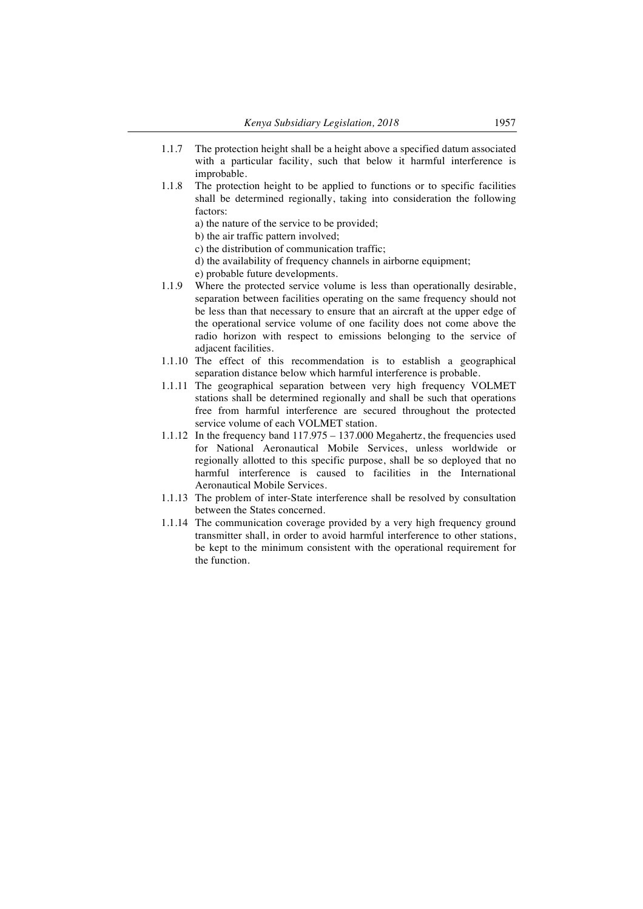1.1.7 The protection height shall be a height above a specified datum associated with a particular facility, such that below it harmful interference is improbable.

1.1.8 The protection height to be applied to functions or to specific facilities shall be determined regionally, taking into consideration the following factors:

a) the nature of the service to be provided;

b) the air traffic pattern involved;

c) the distribution of communication traffic;

d) the availability of frequency channels in airborne equipment;

e) probable future developments.

1.1.9 Where the protected service volume is less than operationally desirable, separation between facilities operating on the same frequency should not be less than that necessary to ensure that an aircraft at the upper edge of the operational service volume of one facility does not come above the radio horizon with respect to emissions belonging to the service of adjacent facilities.

1.1.10 The effect of this recommendation is to establish a geographical separation distance below which harmful interference is probable.

1.1.11 The geographical separation between very high frequency VOLMET stations shall be determined regionally and shall be such that operations free from harmful interference are secured throughout the protected service volume of each VOLMET station.

1.1.12 In the frequency band 117.975 – 137.000 Megahertz, the frequencies used for National Aeronautical Mobile Services, unless worldwide or regionally allotted to this specific purpose, shall be so deployed that no harmful interference is caused to facilities in the International Aeronautical Mobile Services.

1.1.13 The problem of inter-State interference shall be resolved by consultation between the States concerned.

1.1.14 The communication coverage provided by a very high frequency ground transmitter shall, in order to avoid harmful interference to other stations, be kept to the minimum consistent with the operational requirement for the function.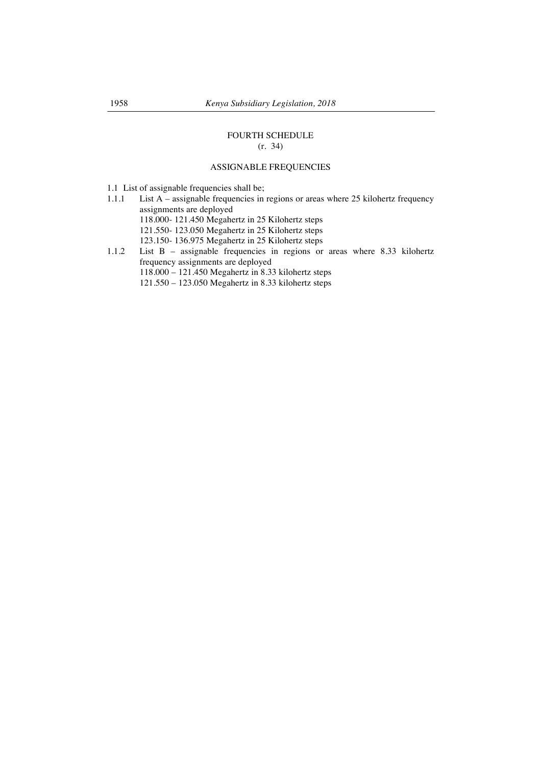## FOURTH SCHEDULE

(r. 34)

### ASSIGNABLE FREQUENCIES

1.1 List of assignable frequencies shall be;

1.1.1 List A – assignable frequencies in regions or areas where 25 kilohertz frequency assignments are deployed

118.000- 121.450 Megahertz in 25 Kilohertz steps

121.550- 123.050 Megahertz in 25 Kilohertz steps

123.150- 136.975 Megahertz in 25 Kilohertz steps

1.1.2 List B – assignable frequencies in regions or areas where 8.33 kilohertz frequency assignments are deployed

118.000 – 121.450 Megahertz in 8.33 kilohertz steps

121.550 – 123.050 Megahertz in 8.33 kilohertz steps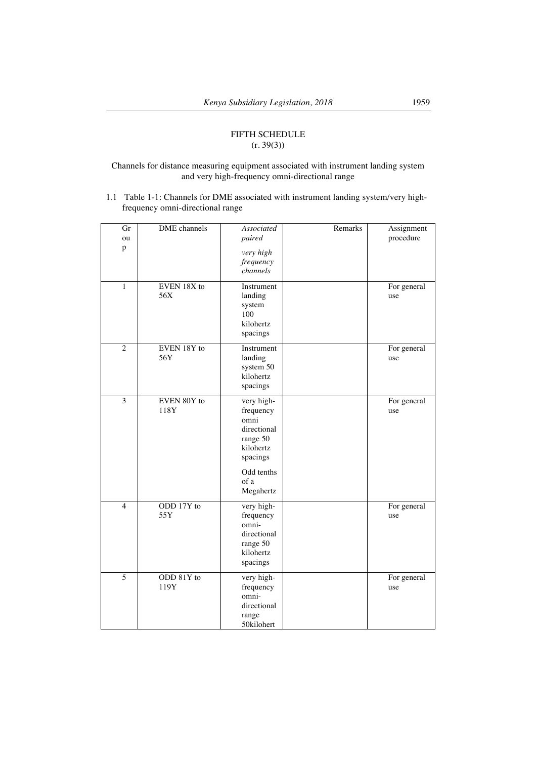FIFTH SCHEDULE
(r. 39(3))

Channels for distance measuring equipment associated with instrument landing system and very high-frequency omni-directional range

1.1 Table 1-1: Channels for DME associated with instrument landing system/very high-frequency omni-directional range

| Group | DME channels | *Associated paired very high frequency channels* | Remarks | Assignment procedure |
|---|---|---|---|---|
| 1 | EVEN 18X to 56X | Instrument landing system 100 kilohertz spacings | | For general use |
| 2 | EVEN 18Y to 56Y | Instrument landing system 50 kilohertz spacings | | For general use |
| 3 | EVEN 80Y to 118Y | very high-frequency omni directional range 50 kilohertz spacings Odd tenths of a Megahertz | | For general use |
| 4 | ODD 17Y to 55Y | very high-frequency omni-directional range 50 kilohertz spacings | | For general use |
| 5 | ODD 81Y to 119Y | very high-frequency omni-directional range 50kilohert | | For general use |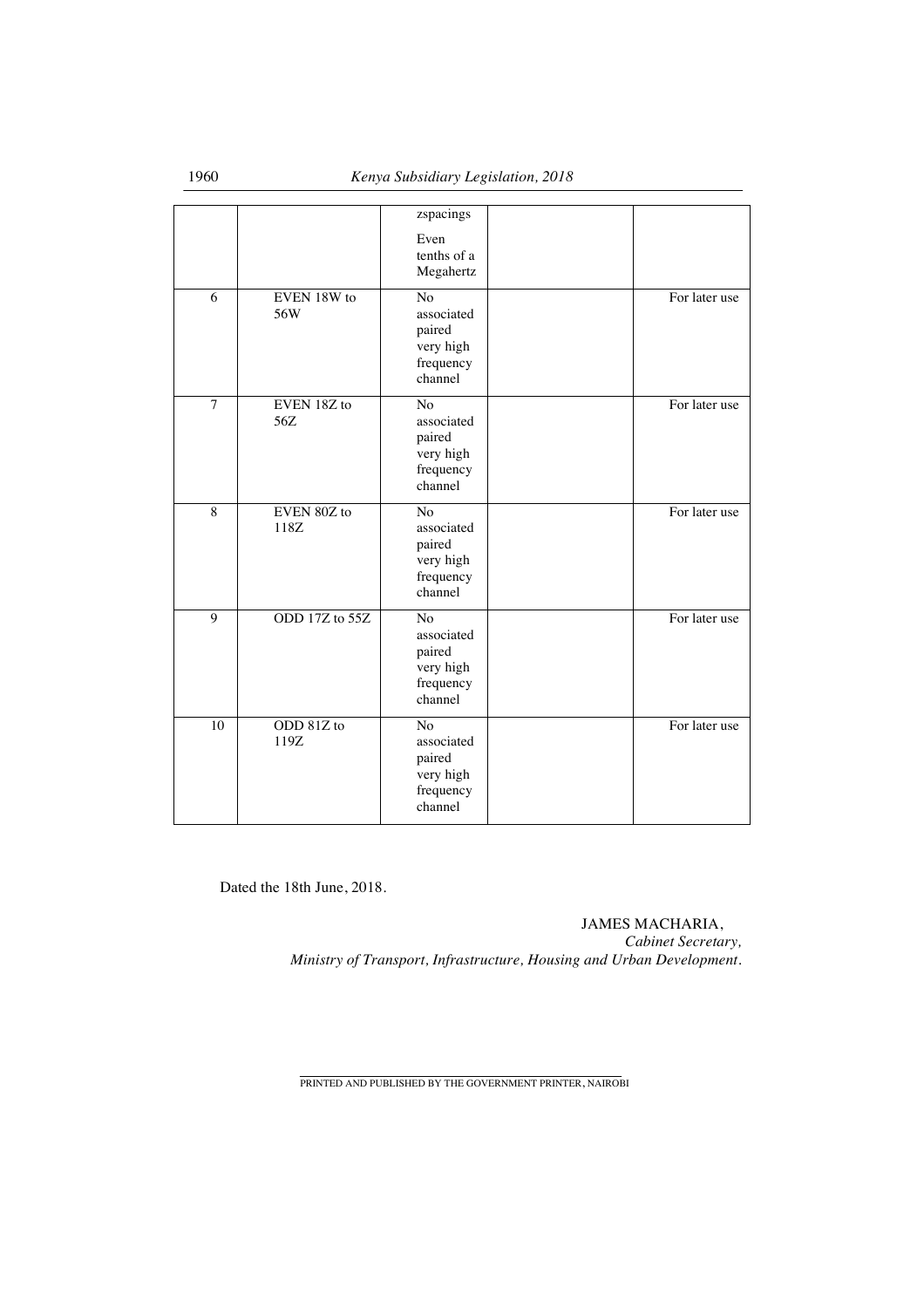| | | | | |
|---|---|---|---|---|
| | | zspacings Even tenths of a Megahertz | | |
| 6 | EVEN 18W to 56W | No associated paired very high frequency channel | | For later use |
| 7 | EVEN 18Z to 56Z | No associated paired very high frequency channel | | For later use |
| 8 | EVEN 80Z to 118Z | No associated paired very high frequency channel | | For later use |
| 9 | ODD 17Z to 55Z | No associated paired very high frequency channel | | For later use |
| 10 | ODD 81Z to 119Z | No associated paired very high frequency channel | | For later use |

Dated the 18th June, 2018.

JAMES MACHARIA,
*Cabinet Secretary,*
*Ministry of Transport, Infrastructure, Housing and Urban Development.*

PRINTED AND PUBLISHED BY THE GOVERNMENT PRINTER, NAIROBI